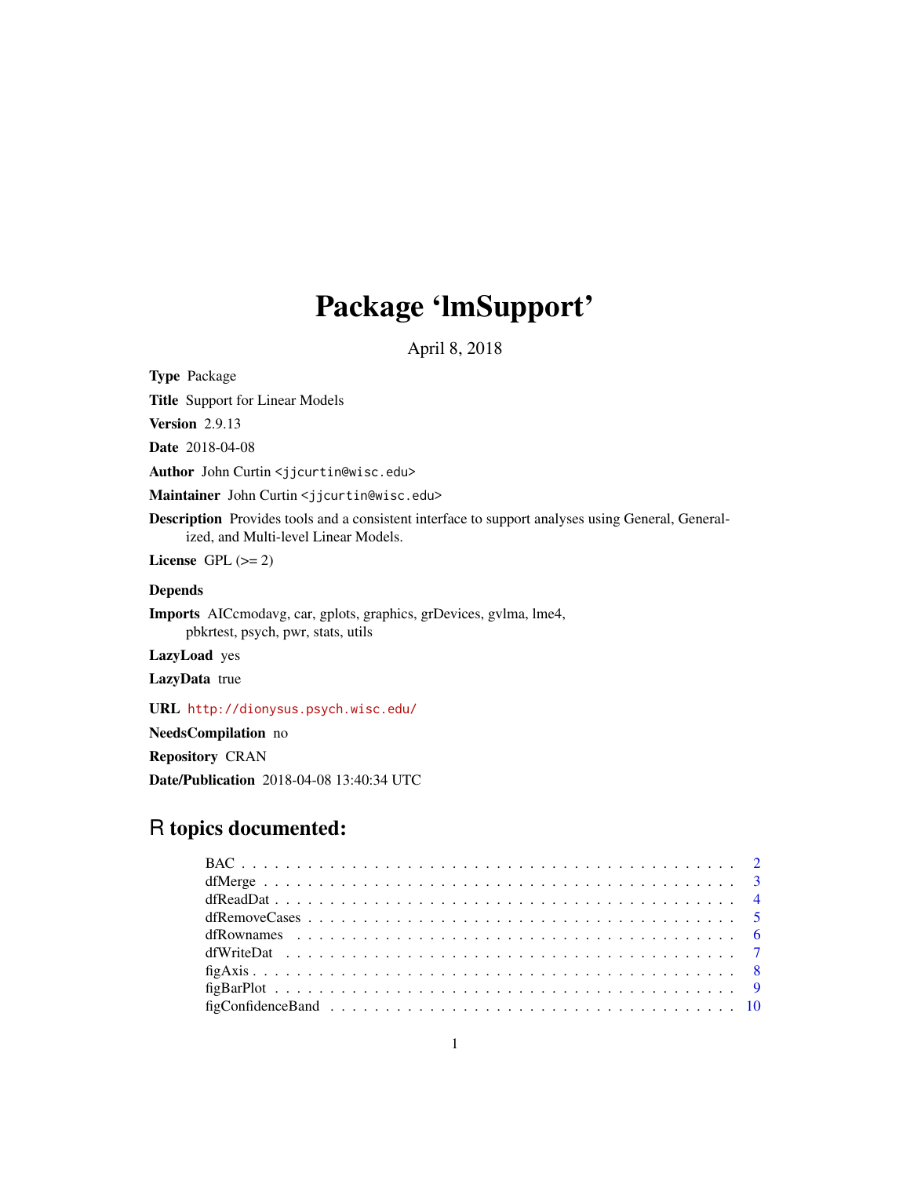# Package 'lmSupport'

April 8, 2018

**Type** Package

**Title** Support for Linear Models

**Version** 2.9.13

**Date** 2018-04-08

**Author** John Curtin <jjcurtin@wisc.edu>

**Maintainer** John Curtin <jjcurtin@wisc.edu>

**Description** Provides tools and a consistent interface to support analyses using General, Generalized, and Multi-level Linear Models.

**License** GPL (>= 2)

**Depends**

**Imports** AICcmodavg, car, gplots, graphics, grDevices, gvlma, lme4, pbkrtest, psych, pwr, stats, utils

**LazyLoad** yes

**LazyData** true

**URL** http://dionysus.psych.wisc.edu/

**NeedsCompilation** no

**Repository** CRAN

**Date/Publication** 2018-04-08 13:40:34 UTC

## R topics documented:

- BAC . . . . . . . . . . . . . . . . . . . . . . . . . . . . . . . . . . . . . . . . . . . 2
- dfMerge . . . . . . . . . . . . . . . . . . . . . . . . . . . . . . . . . . . . . . . . . 3
- dfReadDat . . . . . . . . . . . . . . . . . . . . . . . . . . . . . . . . . . . . . . . . 4
- dfRemoveCases . . . . . . . . . . . . . . . . . . . . . . . . . . . . . . . . . . . . . 5
- dfRownames . . . . . . . . . . . . . . . . . . . . . . . . . . . . . . . . . . . . . . 6
- dfWriteDat . . . . . . . . . . . . . . . . . . . . . . . . . . . . . . . . . . . . . . . 7
- figAxis . . . . . . . . . . . . . . . . . . . . . . . . . . . . . . . . . . . . . . . . . 8
- figBarPlot . . . . . . . . . . . . . . . . . . . . . . . . . . . . . . . . . . . . . . . . 9
- figConfidenceBand . . . . . . . . . . . . . . . . . . . . . . . . . . . . . . . . . . . 10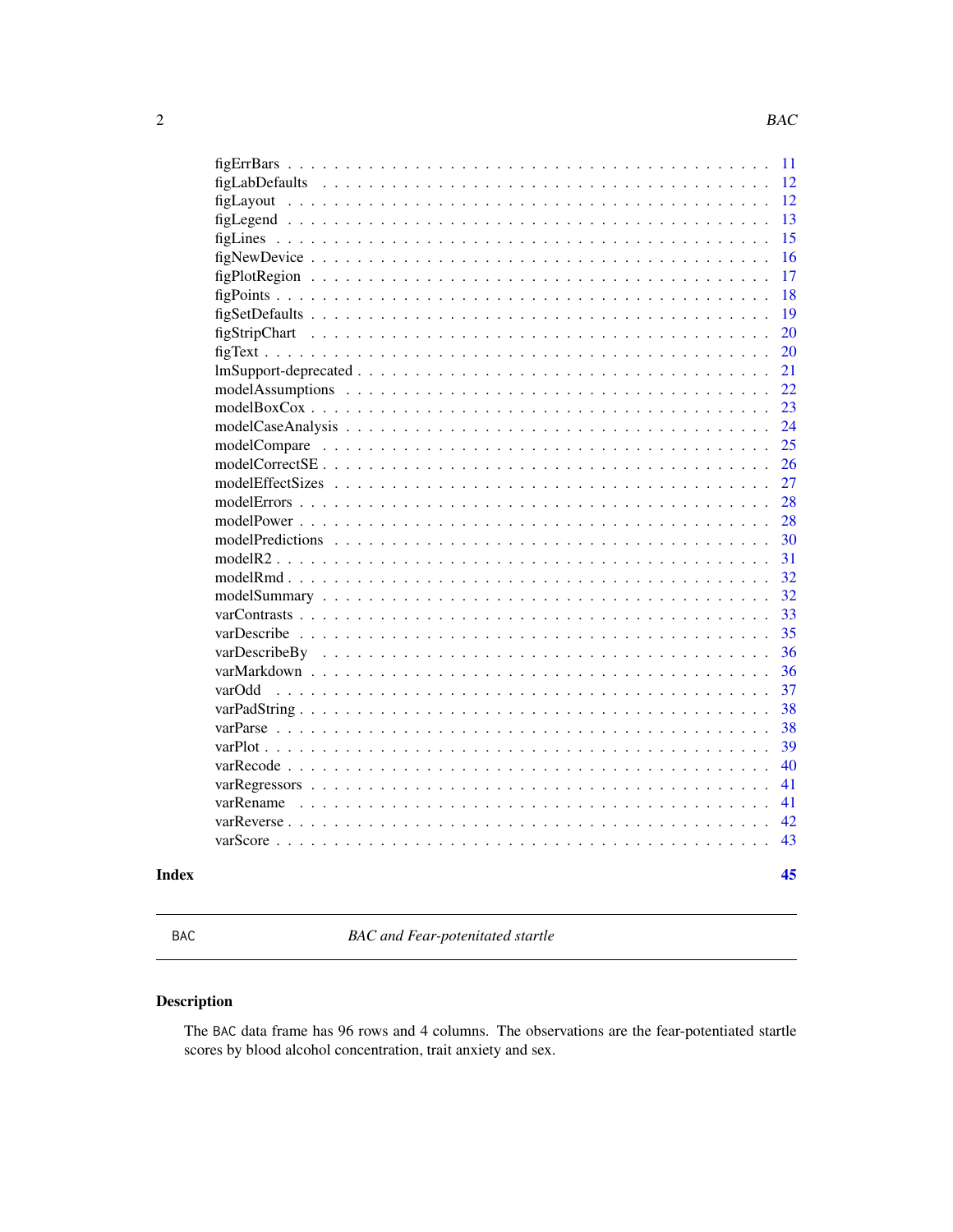| | |
|---|---|
| figErrBars | 11 |
| figLabDefaults | 12 |
| figLayout | 12 |
| figLegend | 13 |
| figLines | 15 |
| figNewDevice | 16 |
| figPlotRegion | 17 |
| figPoints | 18 |
| figSetDefaults | 19 |
| figStripChart | 20 |
| figText | 20 |
| lmSupport-deprecated | 21 |
| modelAssumptions | 22 |
| modelBoxCox | 23 |
| modelCaseAnalysis | 24 |
| modelCompare | 25 |
| modelCorrectSE | 26 |
| modelEffectSizes | 27 |
| modelErrors | 28 |
| modelPower | 28 |
| modelPredictions | 30 |
| modelR2 | 31 |
| modelRmd | 32 |
| modelSummary | 32 |
| varContrasts | 33 |
| varDescribe | 35 |
| varDescribeBy | 36 |
| varMarkdown | 36 |
| varOdd | 37 |
| varPadString | 38 |
| varParse | 38 |
| varPlot | 39 |
| varRecode | 40 |
| varRegressors | 41 |
| varRename | 41 |
| varReverse | 42 |
| varScore | 43 |

**Index** **45**

---

BAC — *BAC and Fear-potenitated startle*

---

## Description

The BAC data frame has 96 rows and 4 columns. The observations are the fear-potentiated startle scores by blood alcohol concentration, trait anxiety and sex.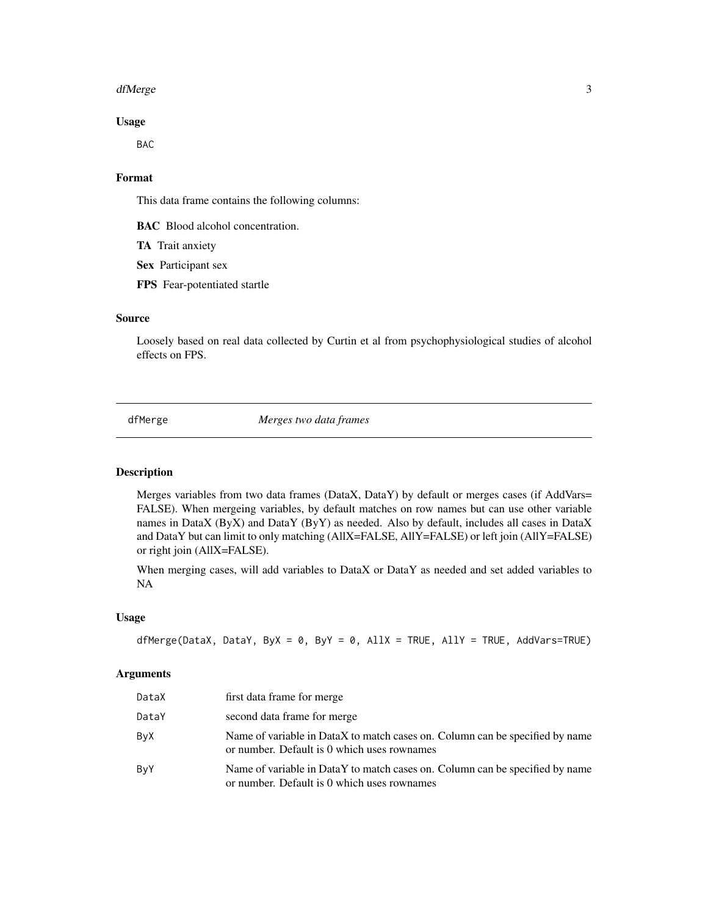### Usage

```
BAC
```

### Format

This data frame contains the following columns:

**BAC** Blood alcohol concentration.

**TA** Trait anxiety

**Sex** Participant sex

**FPS** Fear-potentiated startle

### Source

Loosely based on real data collected by Curtin et al from psychophysiological studies of alcohol effects on FPS.

---

## dfMerge *Merges two data frames*

### Description

Merges variables from two data frames (DataX, DataY) by default or merges cases (if AddVars= FALSE). When mergeing variables, by default matches on row names but can use other variable names in DataX (ByX) and DataY (ByY) as needed. Also by default, includes all cases in DataX and DataY but can limit to only matching (AllX=FALSE, AllY=FALSE) or left join (AllY=FALSE) or right join (AllX=FALSE).

When merging cases, will add variables to DataX or DataY as needed and set added variables to NA

### Usage

```
dfMerge(DataX, DataY, ByX = 0, ByY = 0, AllX = TRUE, AllY = TRUE, AddVars=TRUE)
```

### Arguments

| | |
|---|---|
| DataX | first data frame for merge |
| DataY | second data frame for merge |
| ByX | Name of variable in DataX to match cases on. Column can be specified by name or number. Default is 0 which uses rownames |
| ByY | Name of variable in DataY to match cases on. Column can be specified by name or number. Default is 0 which uses rownames |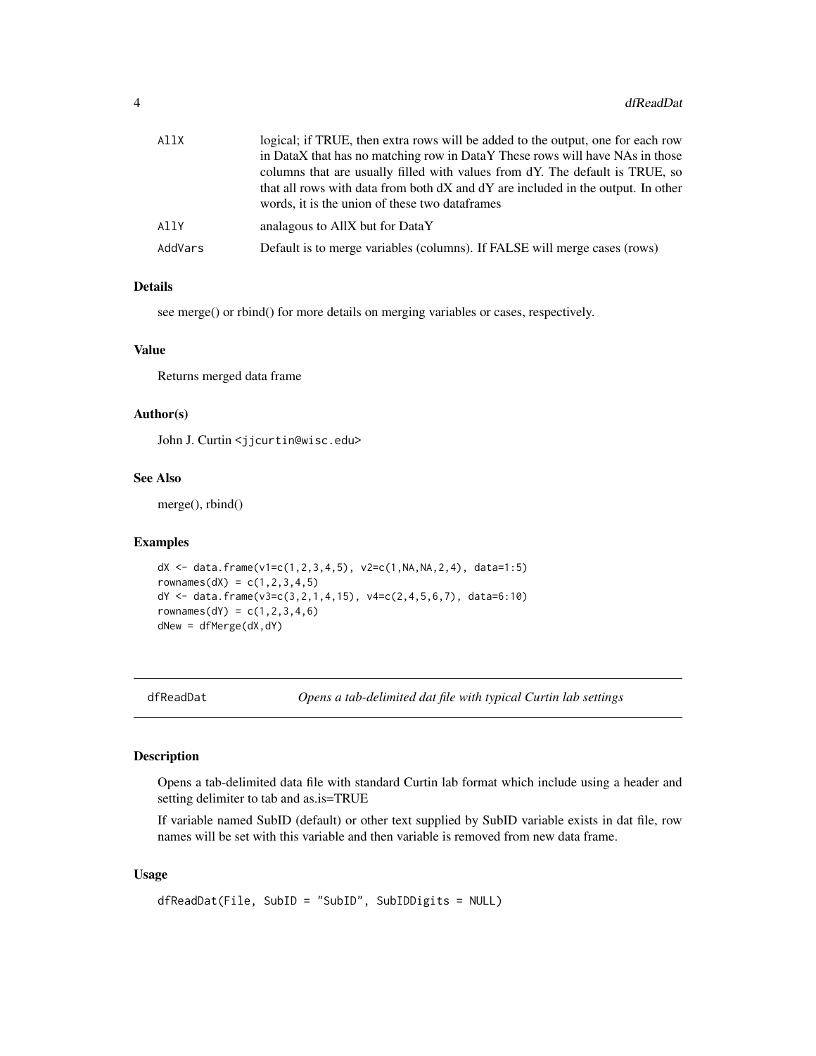| | |
|---|---|
| AllX | logical; if TRUE, then extra rows will be added to the output, one for each row in DataX that has no matching row in DataY These rows will have NAs in those columns that are usually filled with values from dY. The default is TRUE, so that all rows with data from both dX and dY are included in the output. In other words, it is the union of these two dataframes |
| AllY | analagous to AllX but for DataY |
| AddVars | Default is to merge variables (columns). If FALSE will merge cases (rows) |

### Details

see merge() or rbind() for more details on merging variables or cases, respectively.

### Value

Returns merged data frame

### Author(s)

John J. Curtin <jjcurtin@wisc.edu>

### See Also

merge(), rbind()

### Examples

```
dX <- data.frame(v1=c(1,2,3,4,5), v2=c(1,NA,NA,2,4), data=1:5)
rownames(dX) = c(1,2,3,4,5)
dY <- data.frame(v3=c(3,2,1,4,15), v4=c(2,4,5,6,7), data=6:10)
rownames(dY) = c(1,2,3,4,6)
dNew = dfMerge(dX,dY)
```

---

## dfReadDat — *Opens a tab-delimited dat file with typical Curtin lab settings*

---

### Description

Opens a tab-delimited data file with standard Curtin lab format which include using a header and setting delimiter to tab and as.is=TRUE

If variable named SubID (default) or other text supplied by SubID variable exists in dat file, row names will be set with this variable and then variable is removed from new data frame.

### Usage

```
dfReadDat(File, SubID = "SubID", SubIDDigits = NULL)
```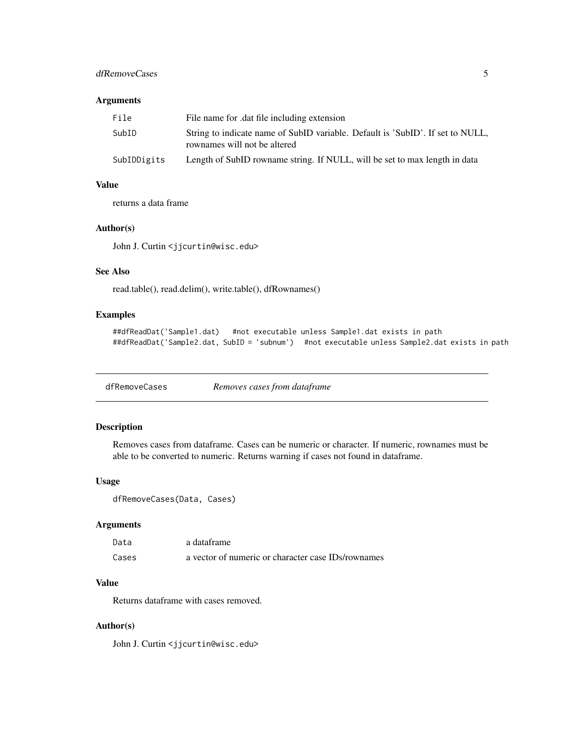### Arguments

| | |
|---|---|
| File | File name for .dat file including extension |
| SubID | String to indicate name of SubID variable. Default is 'SubID'. If set to NULL, rownames will not be altered |
| SubIDDigits | Length of SubID rowname string. If NULL, will be set to max length in data |

### Value

returns a data frame

### Author(s)

John J. Curtin <jjcurtin@wisc.edu>

### See Also

read.table(), read.delim(), write.table(), dfRownames()

### Examples

```
##dfReadDat('Sample1.dat)   #not executable unless Sample1.dat exists in path
##dfReadDat('Sample2.dat, SubID = 'subnum')  #not executable unless Sample2.dat exists in path
```

---

## dfRemoveCases    *Removes cases from dataframe*

---

### Description

Removes cases from dataframe. Cases can be numeric or character. If numeric, rownames must be able to be converted to numeric. Returns warning if cases not found in dataframe.

### Usage

```
dfRemoveCases(Data, Cases)
```

### Arguments

| | |
|---|---|
| Data | a dataframe |
| Cases | a vector of numeric or character case IDs/rownames |

### Value

Returns dataframe with cases removed.

### Author(s)

John J. Curtin <jjcurtin@wisc.edu>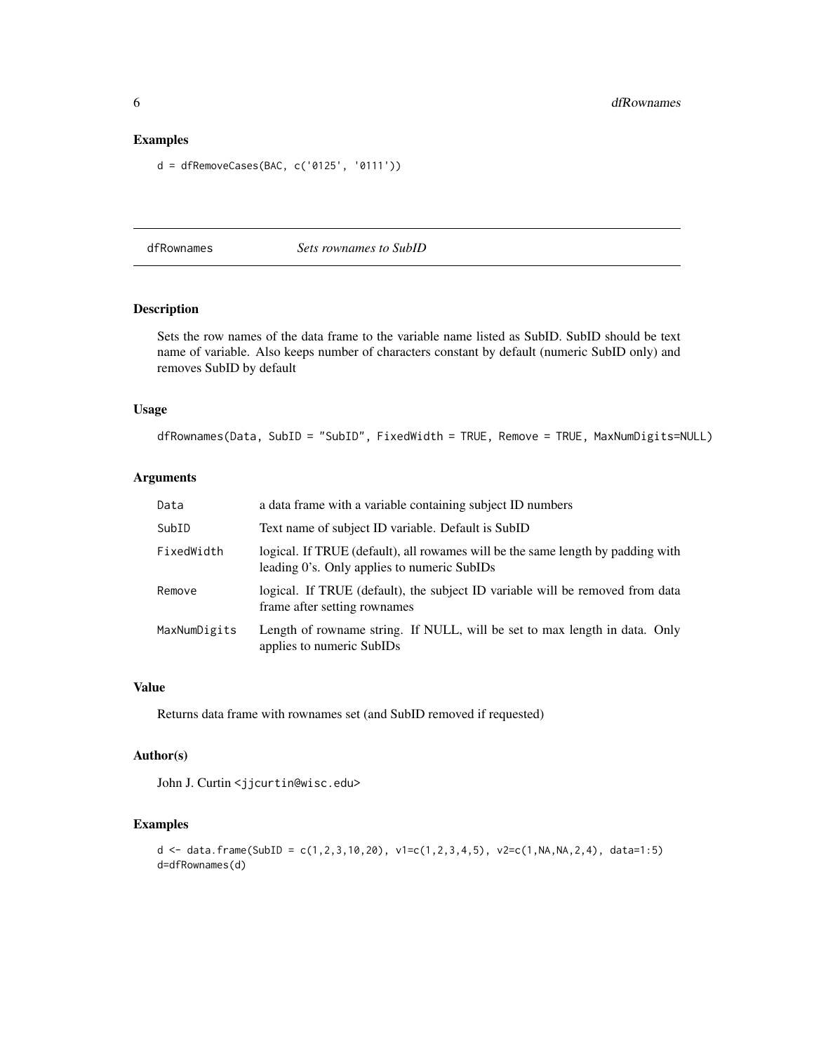## Examples

```
d = dfRemoveCases(BAC, c('0125', '0111'))
```

---

## dfRownames *Sets rownames to SubID*

### Description

Sets the row names of the data frame to the variable name listed as SubID. SubID should be text name of variable. Also keeps number of characters constant by default (numeric SubID only) and removes SubID by default

### Usage

```
dfRownames(Data, SubID = "SubID", FixedWidth = TRUE, Remove = TRUE, MaxNumDigits=NULL)
```

### Arguments

| | |
|---|---|
| Data | a data frame with a variable containing subject ID numbers |
| SubID | Text name of subject ID variable. Default is SubID |
| FixedWidth | logical. If TRUE (default), all rowames will be the same length by padding with leading 0's. Only applies to numeric SubIDs |
| Remove | logical. If TRUE (default), the subject ID variable will be removed from data frame after setting rownames |
| MaxNumDigits | Length of rowname string. If NULL, will be set to max length in data. Only applies to numeric SubIDs |

### Value

Returns data frame with rownames set (and SubID removed if requested)

### Author(s)

John J. Curtin <jjcurtin@wisc.edu>

### Examples

```
d <- data.frame(SubID = c(1,2,3,10,20), v1=c(1,2,3,4,5), v2=c(1,NA,NA,2,4), data=1:5)
d=dfRownames(d)
```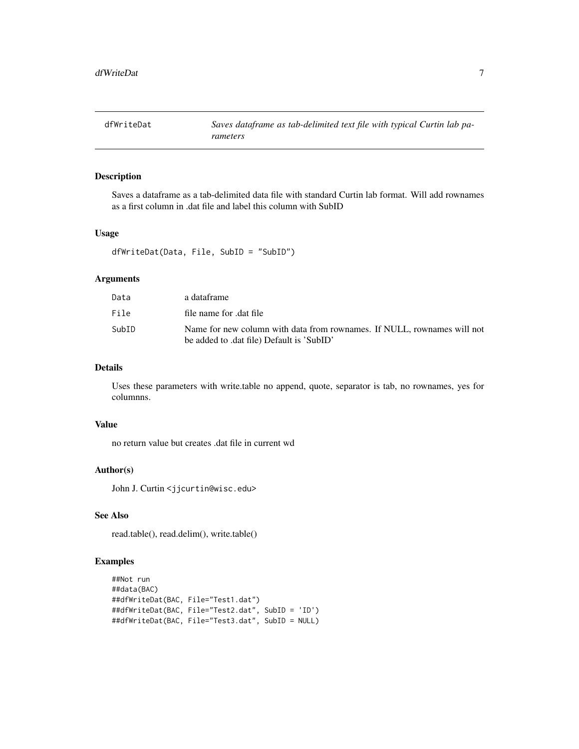# dfWriteDat

*Saves dataframe as tab-delimited text file with typical Curtin lab parameters*

## Description

Saves a dataframe as a tab-delimited data file with standard Curtin lab format. Will add rownames as a first column in .dat file and label this column with SubID

## Usage

```
dfWriteDat(Data, File, SubID = "SubID")
```

## Arguments

| | |
|---|---|
| `Data` | a dataframe |
| `File` | file name for .dat file |
| `SubID` | Name for new column with data from rownames. If NULL, rownames will not be added to .dat file) Default is 'SubID' |

## Details

Uses these parameters with write.table no append, quote, separator is tab, no rownames, yes for columnns.

## Value

no return value but creates .dat file in current wd

## Author(s)

John J. Curtin <jjcurtin@wisc.edu>

## See Also

read.table(), read.delim(), write.table()

## Examples

```
##Not run
##data(BAC)
##dfWriteDat(BAC, File="Test1.dat")
##dfWriteDat(BAC, File="Test2.dat", SubID = 'ID')
##dfWriteDat(BAC, File="Test3.dat", SubID = NULL)
```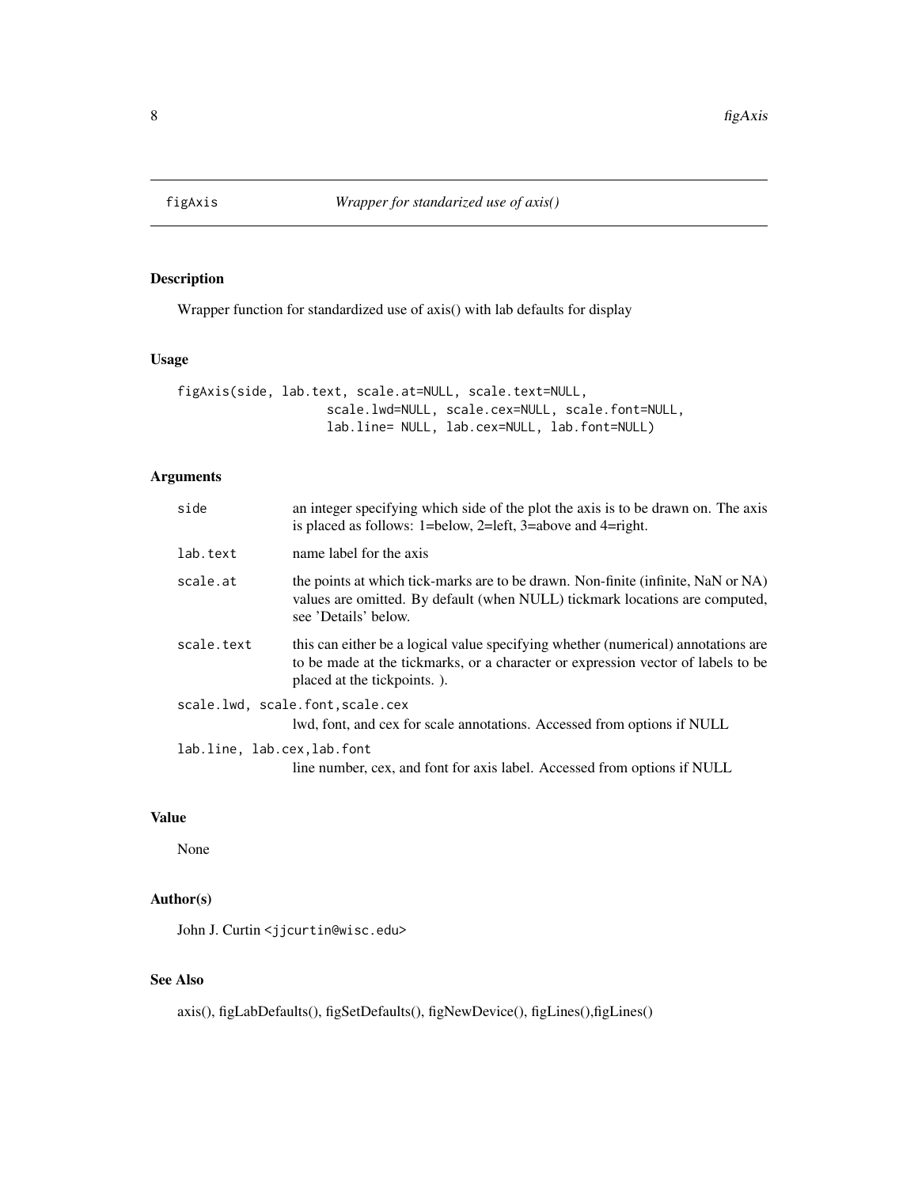# figAxis — *Wrapper for standarized use of axis()*

## Description

Wrapper function for standardized use of axis() with lab defaults for display

## Usage

```
figAxis(side, lab.text, scale.at=NULL, scale.text=NULL,
                    scale.lwd=NULL, scale.cex=NULL, scale.font=NULL,
                    lab.line= NULL, lab.cex=NULL, lab.font=NULL)
```

## Arguments

| Argument | Description |
|---|---|
| `side` | an integer specifying which side of the plot the axis is to be drawn on. The axis is placed as follows: 1=below, 2=left, 3=above and 4=right. |
| `lab.text` | name label for the axis |
| `scale.at` | the points at which tick-marks are to be drawn. Non-finite (infinite, NaN or NA) values are omitted. By default (when NULL) tickmark locations are computed, see 'Details' below. |
| `scale.text` | this can either be a logical value specifying whether (numerical) annotations are to be made at the tickmarks, or a character or expression vector of labels to be placed at the tickpoints. ). |
| `scale.lwd, scale.font,scale.cex` | lwd, font, and cex for scale annotations. Accessed from options if NULL |
| `lab.line, lab.cex,lab.font` | line number, cex, and font for axis label. Accessed from options if NULL |

## Value

None

## Author(s)

John J. Curtin <jjcurtin@wisc.edu>

## See Also

axis(), figLabDefaults(), figSetDefaults(), figNewDevice(), figLines(),figLines()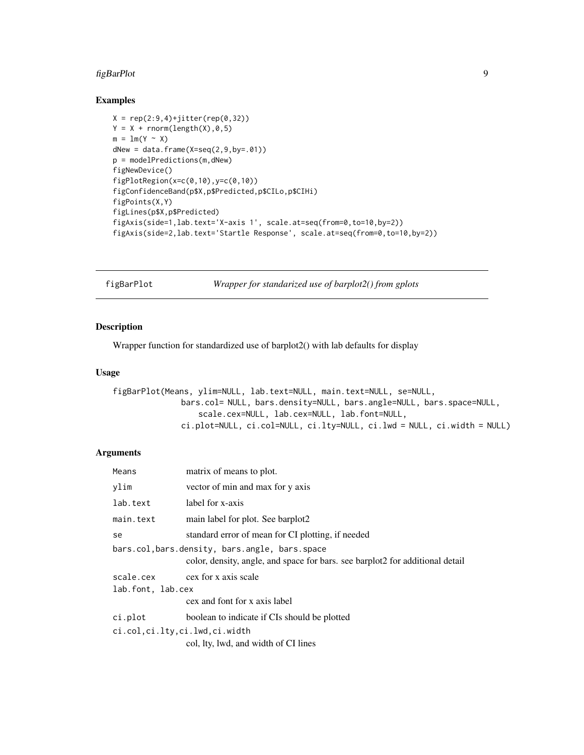## Examples

```
X = rep(2:9,4)+jitter(rep(0,32))
Y = X + rnorm(length(X),0,5)
m = lm(Y ~ X)
dNew = data.frame(X=seq(2,9,by=.01))
p = modelPredictions(m,dNew)
figNewDevice()
figPlotRegion(x=c(0,10),y=c(0,10))
figConfidenceBand(p$X,p$Predicted,p$CILo,p$CIHi)
figPoints(X,Y)
figLines(p$X,p$Predicted)
figAxis(side=1,lab.text='X-axis 1', scale.at=seq(from=0,to=10,by=2))
figAxis(side=2,lab.text='Startle Response', scale.at=seq(from=0,to=10,by=2))
```

---

# figBarPlot — *Wrapper for standarized use of barplot2() from gplots*

---

## Description

Wrapper function for standardized use of barplot2() with lab defaults for display

## Usage

```
figBarPlot(Means, ylim=NULL, lab.text=NULL, main.text=NULL, se=NULL,
             bars.col= NULL, bars.density=NULL, bars.angle=NULL, bars.space=NULL,
                scale.cex=NULL, lab.cex=NULL, lab.font=NULL,
             ci.plot=NULL, ci.col=NULL, ci.lty=NULL, ci.lwd = NULL, ci.width = NULL)
```

## Arguments

`Means` matrix of means to plot.

`ylim` vector of min and max for y axis

`lab.text` label for x-axis

`main.text` main label for plot. See barplot2

`se` standard error of mean for CI plotting, if needed

`bars.col,bars.density, bars.angle, bars.space`
color, density, angle, and space for bars. see barplot2 for additional detail

`scale.cex` cex for x axis scale

`lab.font, lab.cex`
cex and font for x axis label

`ci.plot` boolean to indicate if CIs should be plotted

`ci.col,ci.lty,ci.lwd,ci.width`
col, lty, lwd, and width of CI lines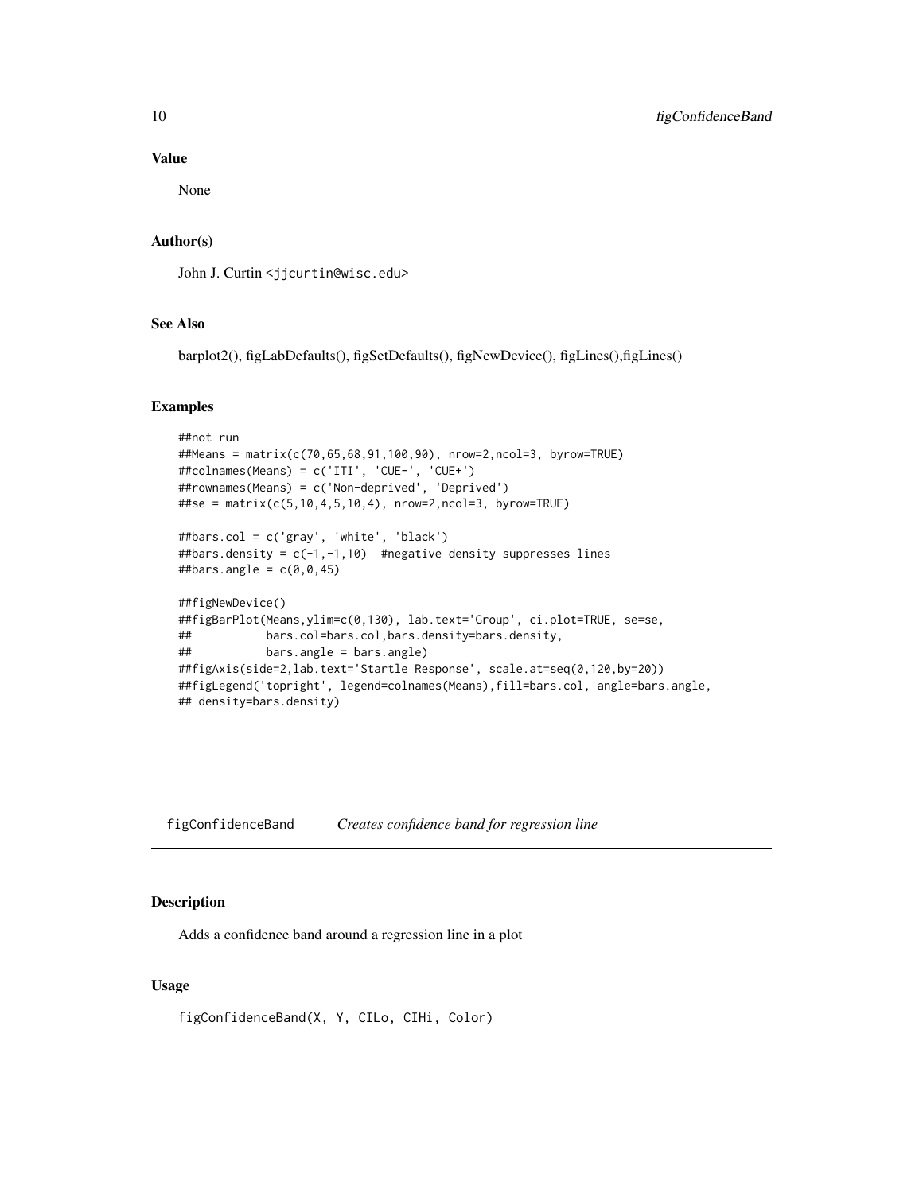## Value

None

## Author(s)

John J. Curtin <jjcurtin@wisc.edu>

## See Also

barplot2(), figLabDefaults(), figSetDefaults(), figNewDevice(), figLines(),figLines()

## Examples

```
##not run
##Means = matrix(c(70,65,68,91,100,90), nrow=2,ncol=3, byrow=TRUE)
##colnames(Means) = c('ITI', 'CUE-', 'CUE+')
##rownames(Means) = c('Non-deprived', 'Deprived')
##se = matrix(c(5,10,4,5,10,4), nrow=2,ncol=3, byrow=TRUE)

##bars.col = c('gray', 'white', 'black')
##bars.density = c(-1,-1,10)  #negative density suppresses lines
##bars.angle = c(0,0,45)

##figNewDevice()
##figBarPlot(Means,ylim=c(0,130), lab.text='Group', ci.plot=TRUE, se=se,
##           bars.col=bars.col,bars.density=bars.density,
##           bars.angle = bars.angle)
##figAxis(side=2,lab.text='Startle Response', scale.at=seq(0,120,by=20))
##figLegend('topright', legend=colnames(Means),fill=bars.col, angle=bars.angle,
## density=bars.density)
```

---

# figConfidenceBand *Creates confidence band for regression line*

## Description

Adds a confidence band around a regression line in a plot

## Usage

```
figConfidenceBand(X, Y, CILo, CIHi, Color)
```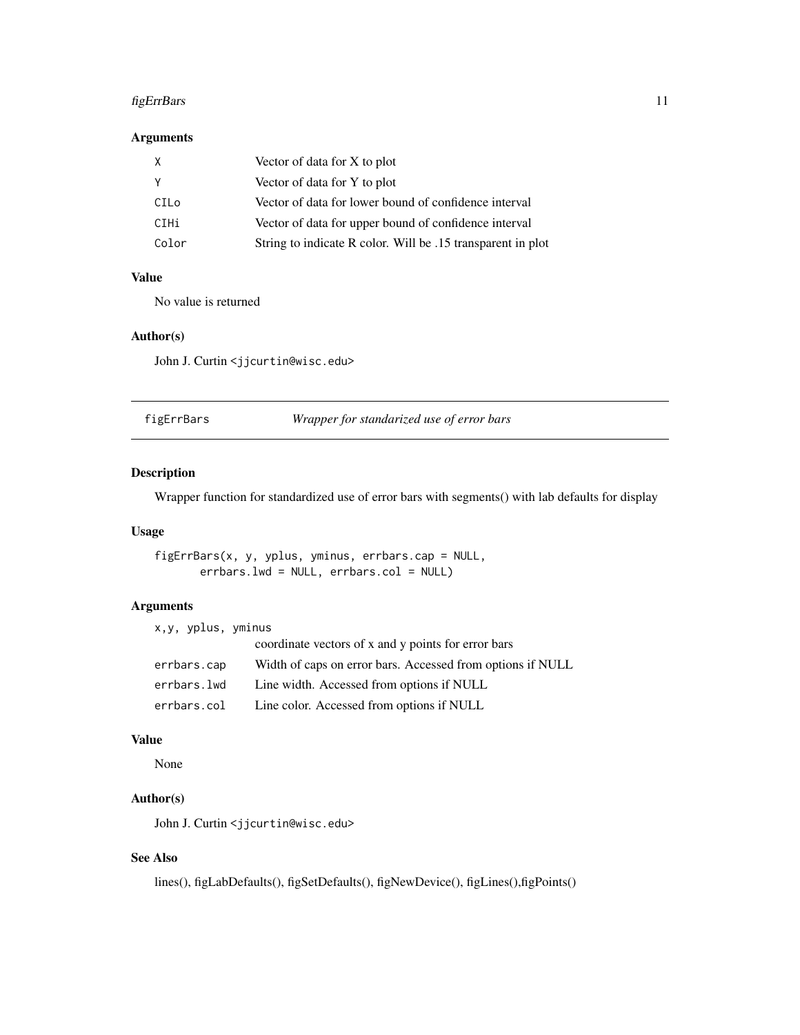### Arguments

| | |
|---|---|
| `X` | Vector of data for X to plot |
| `Y` | Vector of data for Y to plot |
| `CILo` | Vector of data for lower bound of confidence interval |
| `CIHi` | Vector of data for upper bound of confidence interval |
| `Color` | String to indicate R color. Will be .15 transparent in plot |

### Value

No value is returned

### Author(s)

John J. Curtin <jjcurtin@wisc.edu>

---

## `figErrBars` *Wrapper for standarized use of error bars*

---

### Description

Wrapper function for standardized use of error bars with segments() with lab defaults for display

### Usage

```
figErrBars(x, y, yplus, yminus, errbars.cap = NULL,
       errbars.lwd = NULL, errbars.col = NULL)
```

### Arguments

| | |
|---|---|
| `x,y, yplus, yminus` | coordinate vectors of x and y points for error bars |
| `errbars.cap` | Width of caps on error bars. Accessed from options if NULL |
| `errbars.lwd` | Line width. Accessed from options if NULL |
| `errbars.col` | Line color. Accessed from options if NULL |

### Value

None

### Author(s)

John J. Curtin <jjcurtin@wisc.edu>

### See Also

lines(), figLabDefaults(), figSetDefaults(), figNewDevice(), figLines(),figPoints()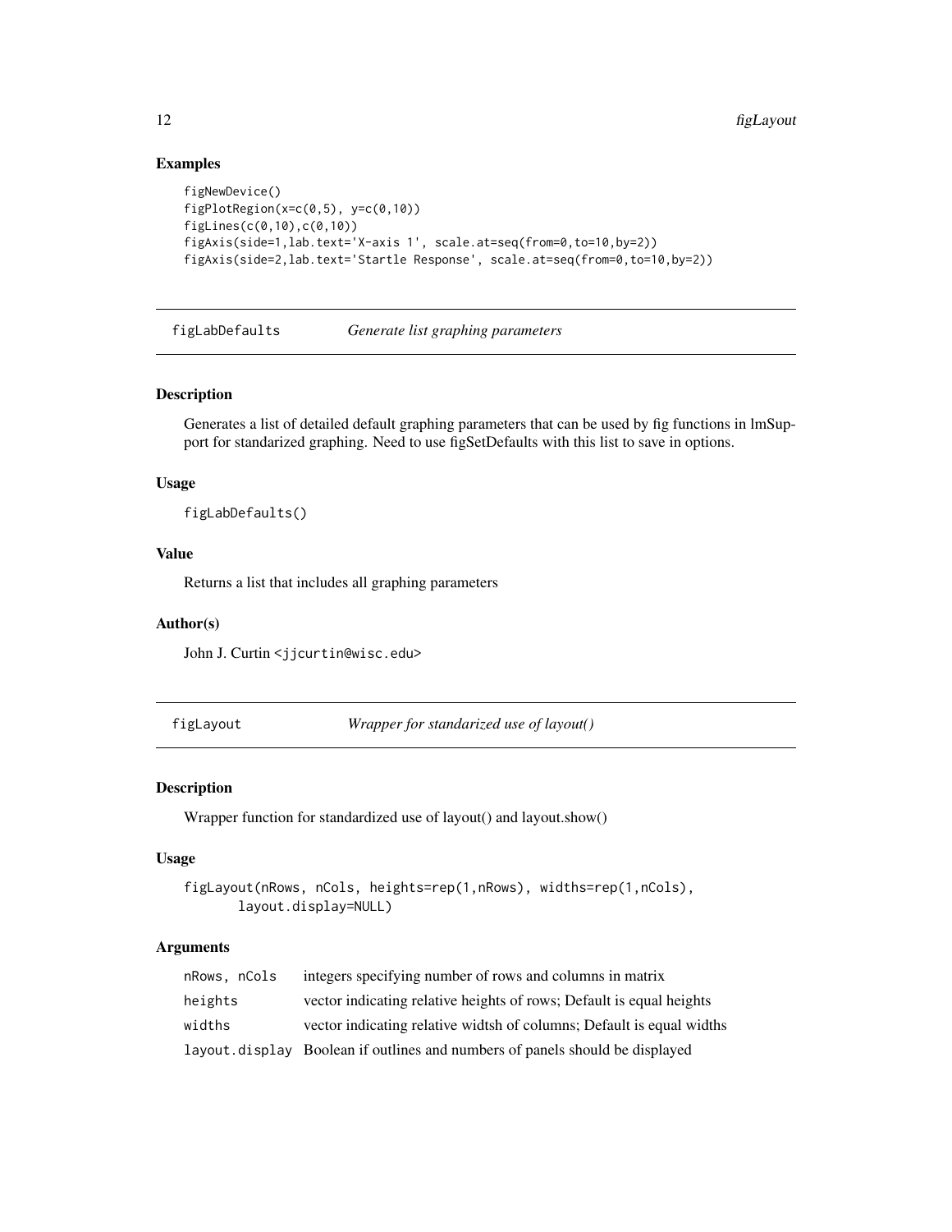### Examples

```
figNewDevice()
figPlotRegion(x=c(0,5), y=c(0,10))
figLines(c(0,10),c(0,10))
figAxis(side=1,lab.text='X-axis 1', scale.at=seq(from=0,to=10,by=2))
figAxis(side=2,lab.text='Startle Response', scale.at=seq(from=0,to=10,by=2))
```

---

## figLabDefaults — *Generate list graphing parameters*

### Description

Generates a list of detailed default graphing parameters that can be used by fig functions in lmSupport for standarized graphing. Need to use figSetDefaults with this list to save in options.

### Usage

```
figLabDefaults()
```

### Value

Returns a list that includes all graphing parameters

### Author(s)

John J. Curtin <jjcurtin@wisc.edu>

---

## figLayout — *Wrapper for standarized use of layout()*

### Description

Wrapper function for standardized use of layout() and layout.show()

### Usage

```
figLayout(nRows, nCols, heights=rep(1,nRows), widths=rep(1,nCols),
       layout.display=NULL)
```

### Arguments

| | |
|---|---|
| nRows, nCols | integers specifying number of rows and columns in matrix |
| heights | vector indicating relative heights of rows; Default is equal heights |
| widths | vector indicating relative widtsh of columns; Default is equal widths |
| layout.display | Boolean if outlines and numbers of panels should be displayed |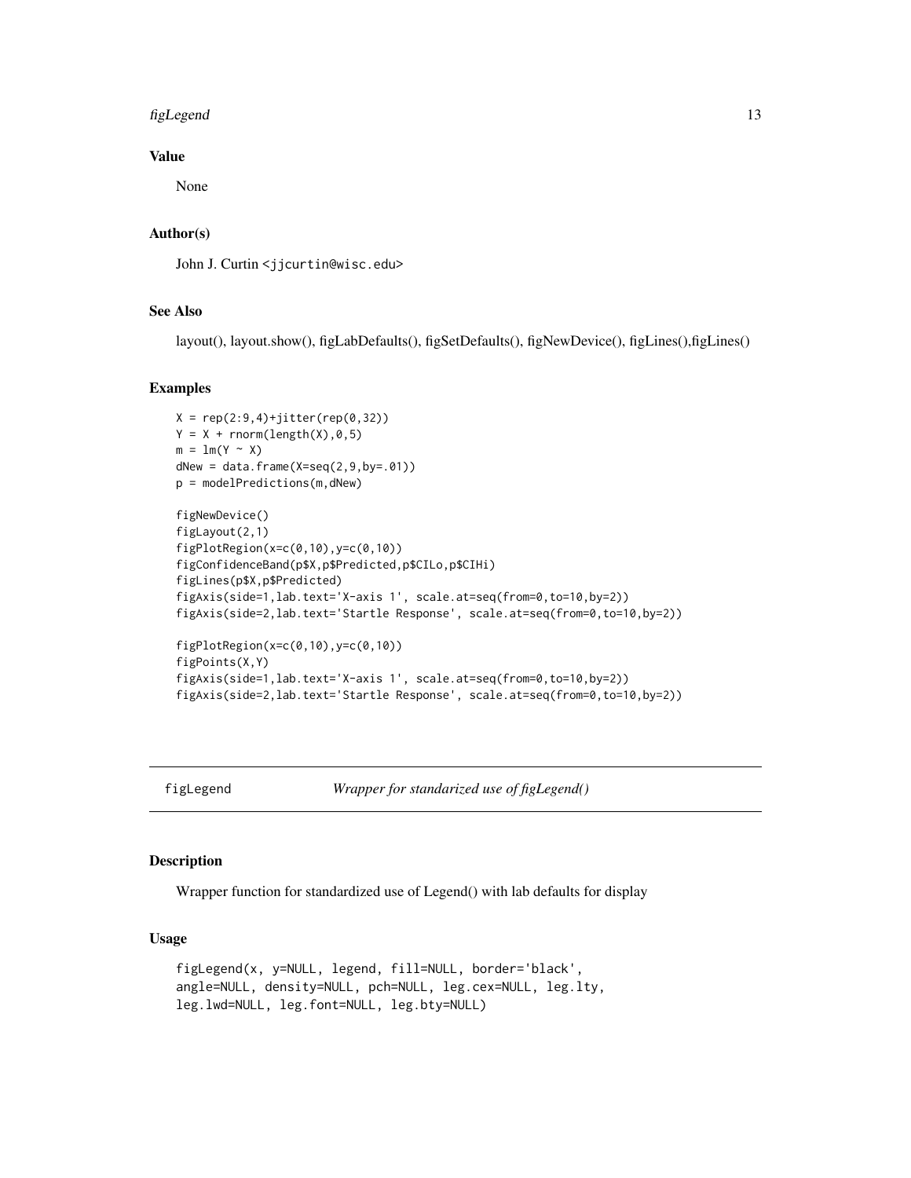### Value

None

### Author(s)

John J. Curtin <jjcurtin@wisc.edu>

### See Also

layout(), layout.show(), figLabDefaults(), figSetDefaults(), figNewDevice(), figLines(),figLines()

### Examples

```
X = rep(2:9,4)+jitter(rep(0,32))
Y = X + rnorm(length(X),0,5)
m = lm(Y ~ X)
dNew = data.frame(X=seq(2,9,by=.01))
p = modelPredictions(m,dNew)

figNewDevice()
figLayout(2,1)
figPlotRegion(x=c(0,10),y=c(0,10))
figConfidenceBand(p$X,p$Predicted,p$CILo,p$CIHi)
figLines(p$X,p$Predicted)
figAxis(side=1,lab.text='X-axis 1', scale.at=seq(from=0,to=10,by=2))
figAxis(side=2,lab.text='Startle Response', scale.at=seq(from=0,to=10,by=2))

figPlotRegion(x=c(0,10),y=c(0,10))
figPoints(X,Y)
figAxis(side=1,lab.text='X-axis 1', scale.at=seq(from=0,to=10,by=2))
figAxis(side=2,lab.text='Startle Response', scale.at=seq(from=0,to=10,by=2))
```

---

## figLegend — *Wrapper for standarized use of figLegend()*

---

### Description

Wrapper function for standardized use of Legend() with lab defaults for display

### Usage

```
figLegend(x, y=NULL, legend, fill=NULL, border='black',
angle=NULL, density=NULL, pch=NULL, leg.cex=NULL, leg.lty,
leg.lwd=NULL, leg.font=NULL, leg.bty=NULL)
```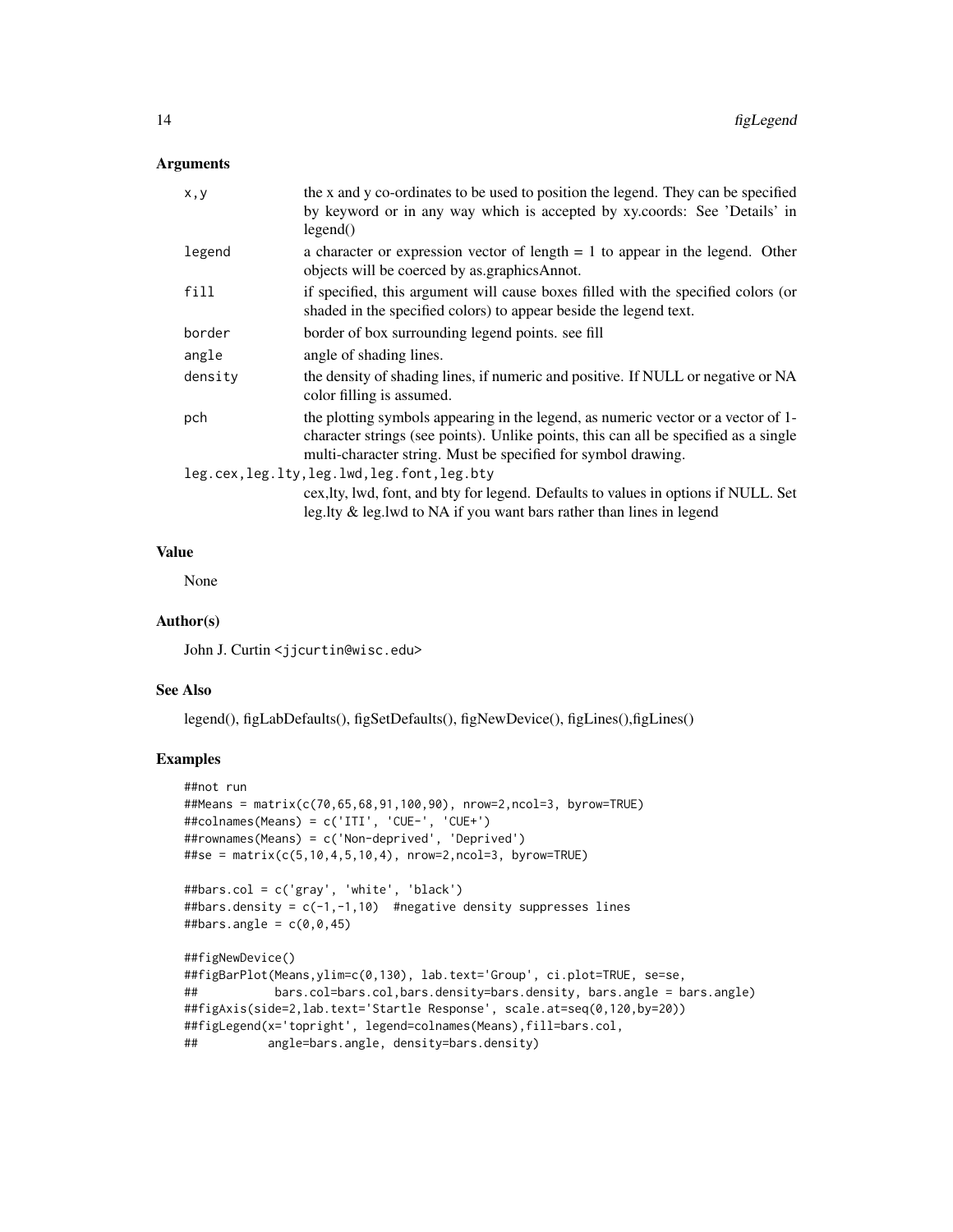### Arguments

| | |
|---|---|
| `x,y` | the x and y co-ordinates to be used to position the legend. They can be specified by keyword or in any way which is accepted by xy.coords: See 'Details' in legend() |
| `legend` | a character or expression vector of length = 1 to appear in the legend. Other objects will be coerced by as.graphicsAnnot. |
| `fill` | if specified, this argument will cause boxes filled with the specified colors (or shaded in the specified colors) to appear beside the legend text. |
| `border` | border of box surrounding legend points. see fill |
| `angle` | angle of shading lines. |
| `density` | the density of shading lines, if numeric and positive. If NULL or negative or NA color filling is assumed. |
| `pch` | the plotting symbols appearing in the legend, as numeric vector or a vector of 1-character strings (see points). Unlike points, this can all be specified as a single multi-character string. Must be specified for symbol drawing. |
| `leg.cex,leg.lty,leg.lwd,leg.font,leg.bty` | cex,lty, lwd, font, and bty for legend. Defaults to values in options if NULL. Set leg.lty & leg.lwd to NA if you want bars rather than lines in legend |

### Value

None

### Author(s)

John J. Curtin <jjcurtin@wisc.edu>

### See Also

legend(), figLabDefaults(), figSetDefaults(), figNewDevice(), figLines(),figLines()

### Examples

```
##not run
##Means = matrix(c(70,65,68,91,100,90), nrow=2,ncol=3, byrow=TRUE)
##colnames(Means) = c('ITI', 'CUE-', 'CUE+')
##rownames(Means) = c('Non-deprived', 'Deprived')
##se = matrix(c(5,10,4,5,10,4), nrow=2,ncol=3, byrow=TRUE)

##bars.col = c('gray', 'white', 'black')
##bars.density = c(-1,-1,10)  #negative density suppresses lines
##bars.angle = c(0,0,45)

##figNewDevice()
##figBarPlot(Means,ylim=c(0,130), lab.text='Group', ci.plot=TRUE, se=se,
##           bars.col=bars.col,bars.density=bars.density, bars.angle = bars.angle)
##figAxis(side=2,lab.text='Startle Response', scale.at=seq(0,120,by=20))
##figLegend(x='topright', legend=colnames(Means),fill=bars.col,
##          angle=bars.angle, density=bars.density)
```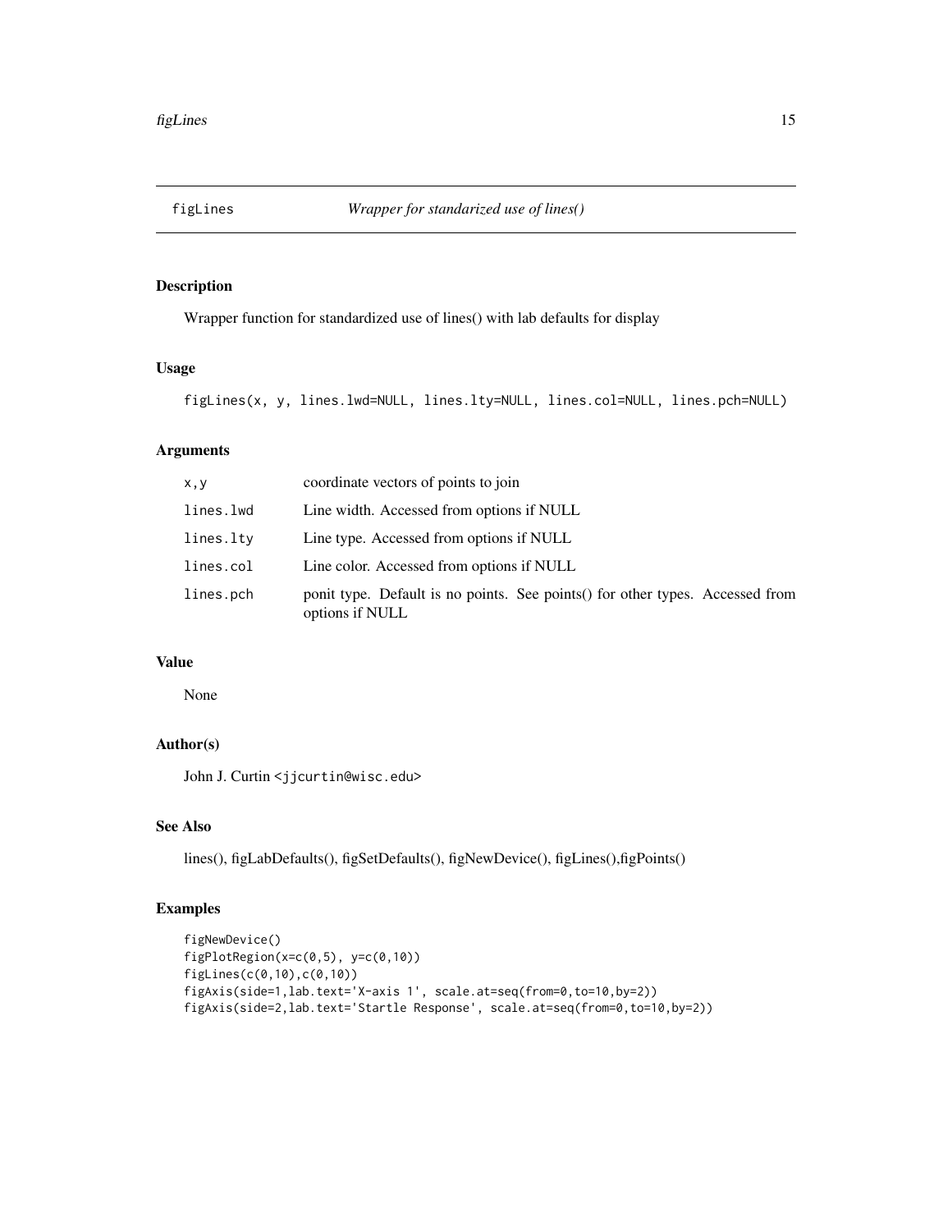# figLines — *Wrapper for standarized use of lines()*

## Description

Wrapper function for standardized use of lines() with lab defaults for display

## Usage

```
figLines(x, y, lines.lwd=NULL, lines.lty=NULL, lines.col=NULL, lines.pch=NULL)
```

## Arguments

| | |
|---|---|
| `x,y` | coordinate vectors of points to join |
| `lines.lwd` | Line width. Accessed from options if NULL |
| `lines.lty` | Line type. Accessed from options if NULL |
| `lines.col` | Line color. Accessed from options if NULL |
| `lines.pch` | ponit type. Default is no points. See points() for other types. Accessed from options if NULL |

## Value

None

## Author(s)

John J. Curtin <jjcurtin@wisc.edu>

## See Also

lines(), figLabDefaults(), figSetDefaults(), figNewDevice(), figLines(),figPoints()

## Examples

```
figNewDevice()
figPlotRegion(x=c(0,5), y=c(0,10))
figLines(c(0,10),c(0,10))
figAxis(side=1,lab.text='X-axis 1', scale.at=seq(from=0,to=10,by=2))
figAxis(side=2,lab.text='Startle Response', scale.at=seq(from=0,to=10,by=2))
```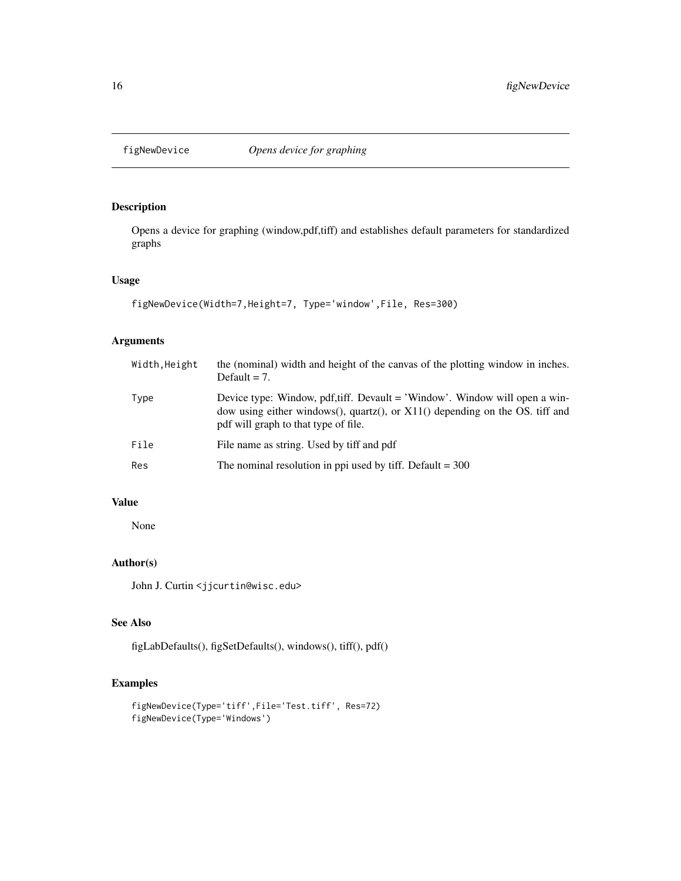# figNewDevice *Opens device for graphing*

## Description

Opens a device for graphing (window,pdf,tiff) and establishes default parameters for standardized graphs

## Usage

```
figNewDevice(Width=7,Height=7, Type='window',File, Res=300)
```

## Arguments

| | |
|---|---|
| `Width,Height` | the (nominal) width and height of the canvas of the plotting window in inches. Default = 7. |
| `Type` | Device type: Window, pdf,tiff. Devault = 'Window'. Window will open a window using either windows(), quartz(), or X11() depending on the OS. tiff and pdf will graph to that type of file. |
| `File` | File name as string. Used by tiff and pdf |
| `Res` | The nominal resolution in ppi used by tiff. Default = 300 |

## Value

None

## Author(s)

John J. Curtin <jjcurtin@wisc.edu>

## See Also

figLabDefaults(), figSetDefaults(), windows(), tiff(), pdf()

## Examples

```
figNewDevice(Type='tiff',File='Test.tiff', Res=72)
figNewDevice(Type='Windows')
```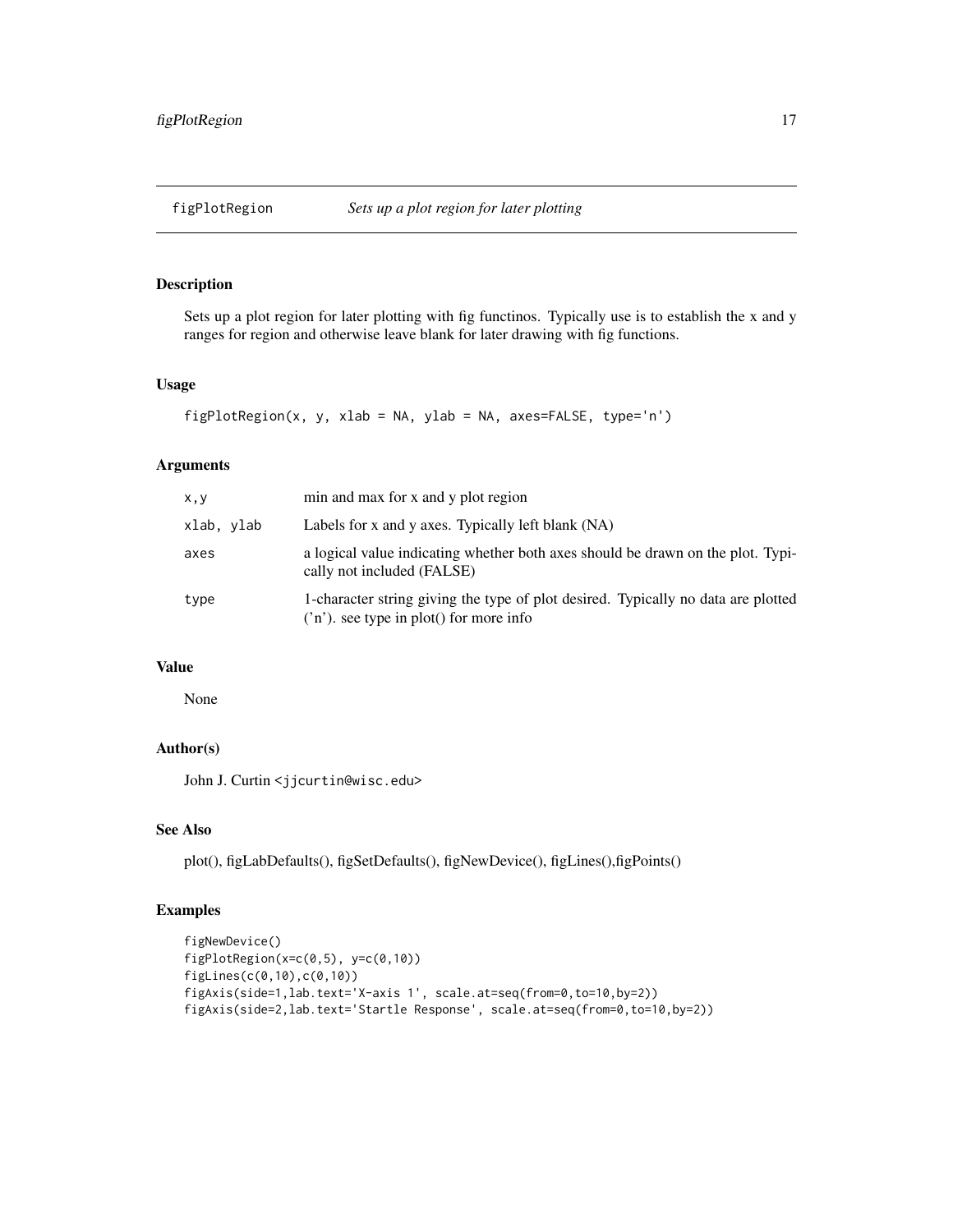# figPlotRegion *Sets up a plot region for later plotting*

## Description

Sets up a plot region for later plotting with fig functinos. Typically use is to establish the x and y ranges for region and otherwise leave blank for later drawing with fig functions.

## Usage

```
figPlotRegion(x, y, xlab = NA, ylab = NA, axes=FALSE, type='n')
```

## Arguments

| | |
|---|---|
| x,y | min and max for x and y plot region |
| xlab, ylab | Labels for x and y axes. Typically left blank (NA) |
| axes | a logical value indicating whether both axes should be drawn on the plot. Typically not included (FALSE) |
| type | 1-character string giving the type of plot desired. Typically no data are plotted ('n'). see type in plot() for more info |

## Value

None

## Author(s)

John J. Curtin <jjcurtin@wisc.edu>

## See Also

plot(), figLabDefaults(), figSetDefaults(), figNewDevice(), figLines(),figPoints()

## Examples

```
figNewDevice()
figPlotRegion(x=c(0,5), y=c(0,10))
figLines(c(0,10),c(0,10))
figAxis(side=1,lab.text='X-axis 1', scale.at=seq(from=0,to=10,by=2))
figAxis(side=2,lab.text='Startle Response', scale.at=seq(from=0,to=10,by=2))
```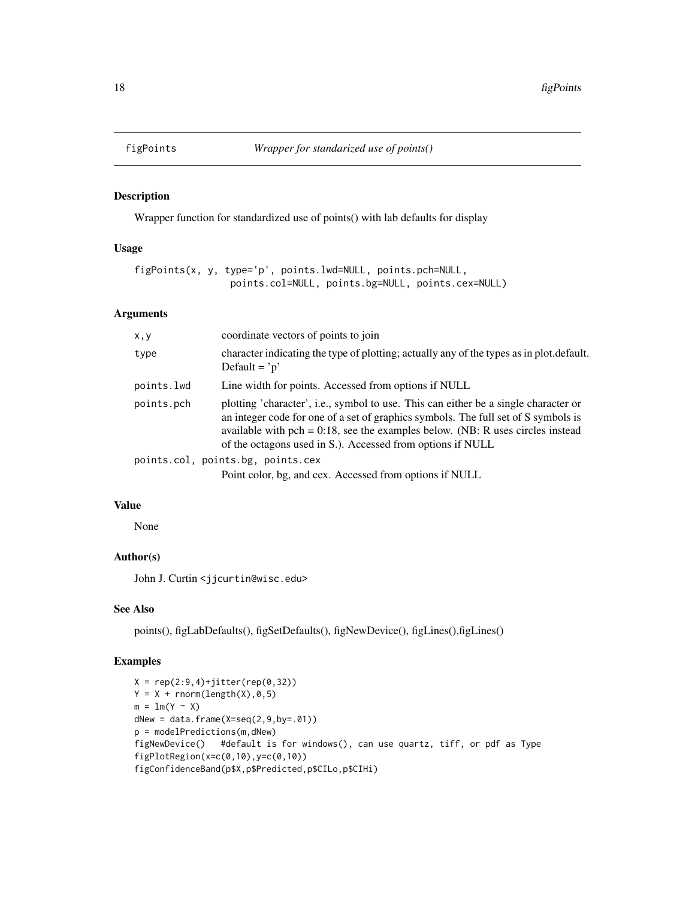## figPoints *Wrapper for standarized use of points()*

### Description

Wrapper function for standardized use of points() with lab defaults for display

### Usage

```
figPoints(x, y, type='p', points.lwd=NULL, points.pch=NULL,
                 points.col=NULL, points.bg=NULL, points.cex=NULL)
```

### Arguments

| | |
|---|---|
| x,y | coordinate vectors of points to join |
| type | character indicating the type of plotting; actually any of the types as in plot.default. Default = 'p' |
| points.lwd | Line width for points. Accessed from options if NULL |
| points.pch | plotting 'character', i.e., symbol to use. This can either be a single character or an integer code for one of a set of graphics symbols. The full set of S symbols is available with pch = 0:18, see the examples below. (NB: R uses circles instead of the octagons used in S.). Accessed from options if NULL |
| points.col, points.bg, points.cex | Point color, bg, and cex. Accessed from options if NULL |

### Value

None

### Author(s)

John J. Curtin <jjcurtin@wisc.edu>

### See Also

points(), figLabDefaults(), figSetDefaults(), figNewDevice(), figLines(),figLines()

### Examples

```
X = rep(2:9,4)+jitter(rep(0,32))
Y = X + rnorm(length(X),0,5)
m = lm(Y ~ X)
dNew = data.frame(X=seq(2,9,by=.01))
p = modelPredictions(m,dNew)
figNewDevice()   #default is for windows(), can use quartz, tiff, or pdf as Type
figPlotRegion(x=c(0,10),y=c(0,10))
figConfidenceBand(p$X,p$Predicted,p$CILo,p$CIHi)
```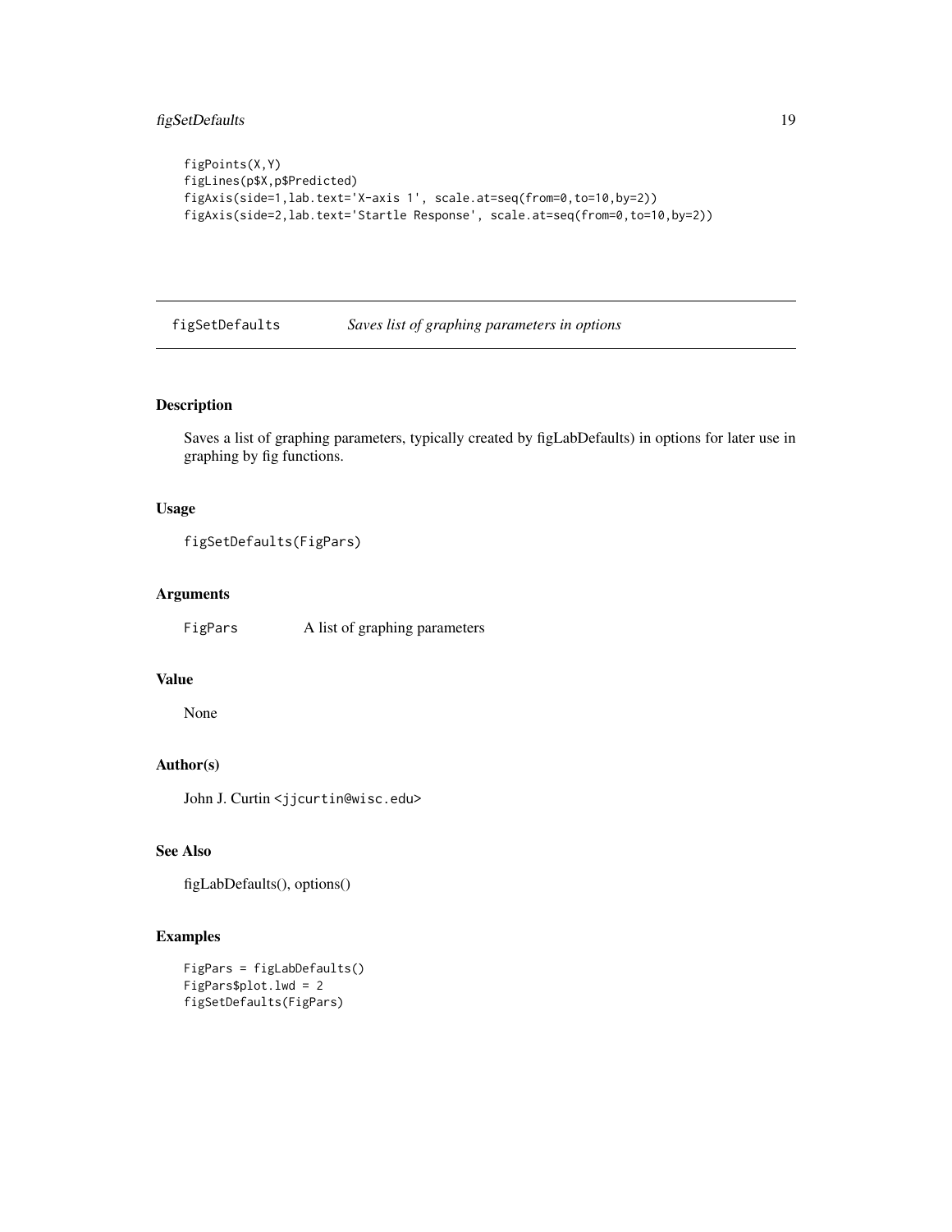```
figPoints(X,Y)
figLines(p$X,p$Predicted)
figAxis(side=1,lab.text='X-axis 1', scale.at=seq(from=0,to=10,by=2))
figAxis(side=2,lab.text='Startle Response', scale.at=seq(from=0,to=10,by=2))
```

## figSetDefaults — *Saves list of graphing parameters in options*

### Description

Saves a list of graphing parameters, typically created by figLabDefaults) in options for later use in graphing by fig functions.

### Usage

```
figSetDefaults(FigPars)
```

### Arguments

| | |
|---|---|
| `FigPars` | A list of graphing parameters |

### Value

None

### Author(s)

John J. Curtin <jjcurtin@wisc.edu>

### See Also

figLabDefaults(), options()

### Examples

```
FigPars = figLabDefaults()
FigPars$plot.lwd = 2
figSetDefaults(FigPars)
```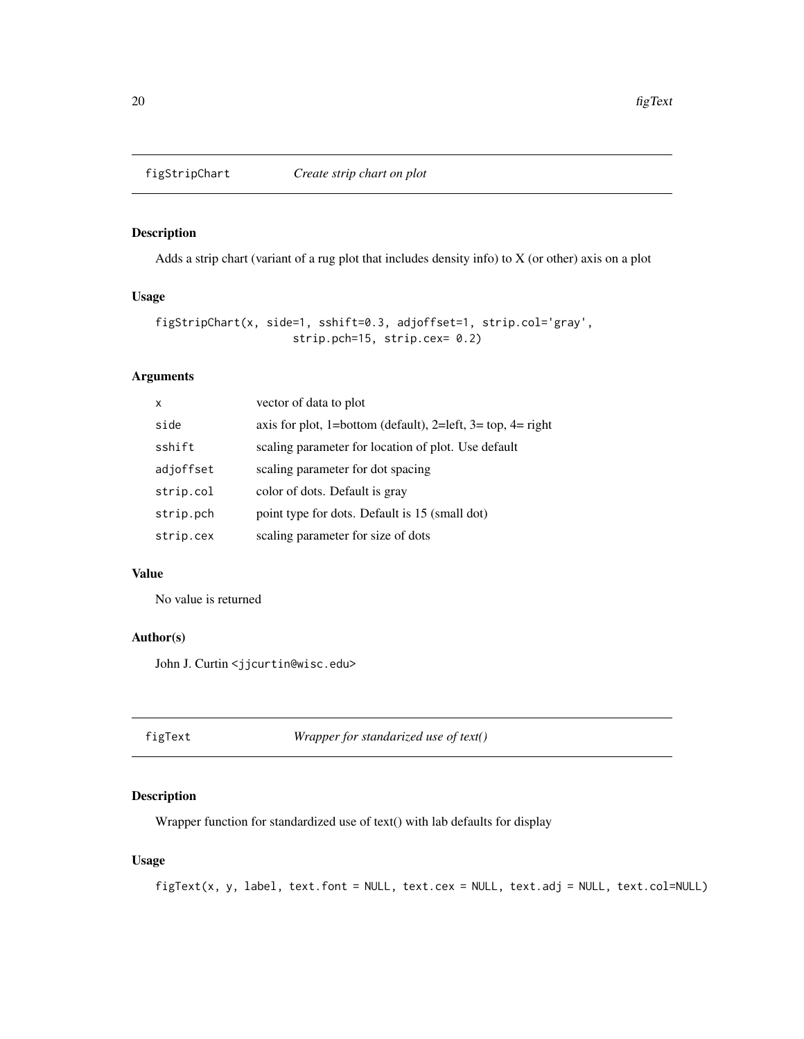## figStripChart *Create strip chart on plot*

### Description

Adds a strip chart (variant of a rug plot that includes density info) to X (or other) axis on a plot

### Usage

```
figStripChart(x, side=1, sshift=0.3, adjoffset=1, strip.col='gray',
                    strip.pch=15, strip.cex= 0.2)
```

### Arguments

| | |
|---|---|
| `x` | vector of data to plot |
| `side` | axis for plot, 1=bottom (default), 2=left, 3= top, 4= right |
| `sshift` | scaling parameter for location of plot. Use default |
| `adjoffset` | scaling parameter for dot spacing |
| `strip.col` | color of dots. Default is gray |
| `strip.pch` | point type for dots. Default is 15 (small dot) |
| `strip.cex` | scaling parameter for size of dots |

### Value

No value is returned

### Author(s)

John J. Curtin <jjcurtin@wisc.edu>

## figText *Wrapper for standarized use of text()*

### Description

Wrapper function for standardized use of text() with lab defaults for display

### Usage

```
figText(x, y, label, text.font = NULL, text.cex = NULL, text.adj = NULL, text.col=NULL)
```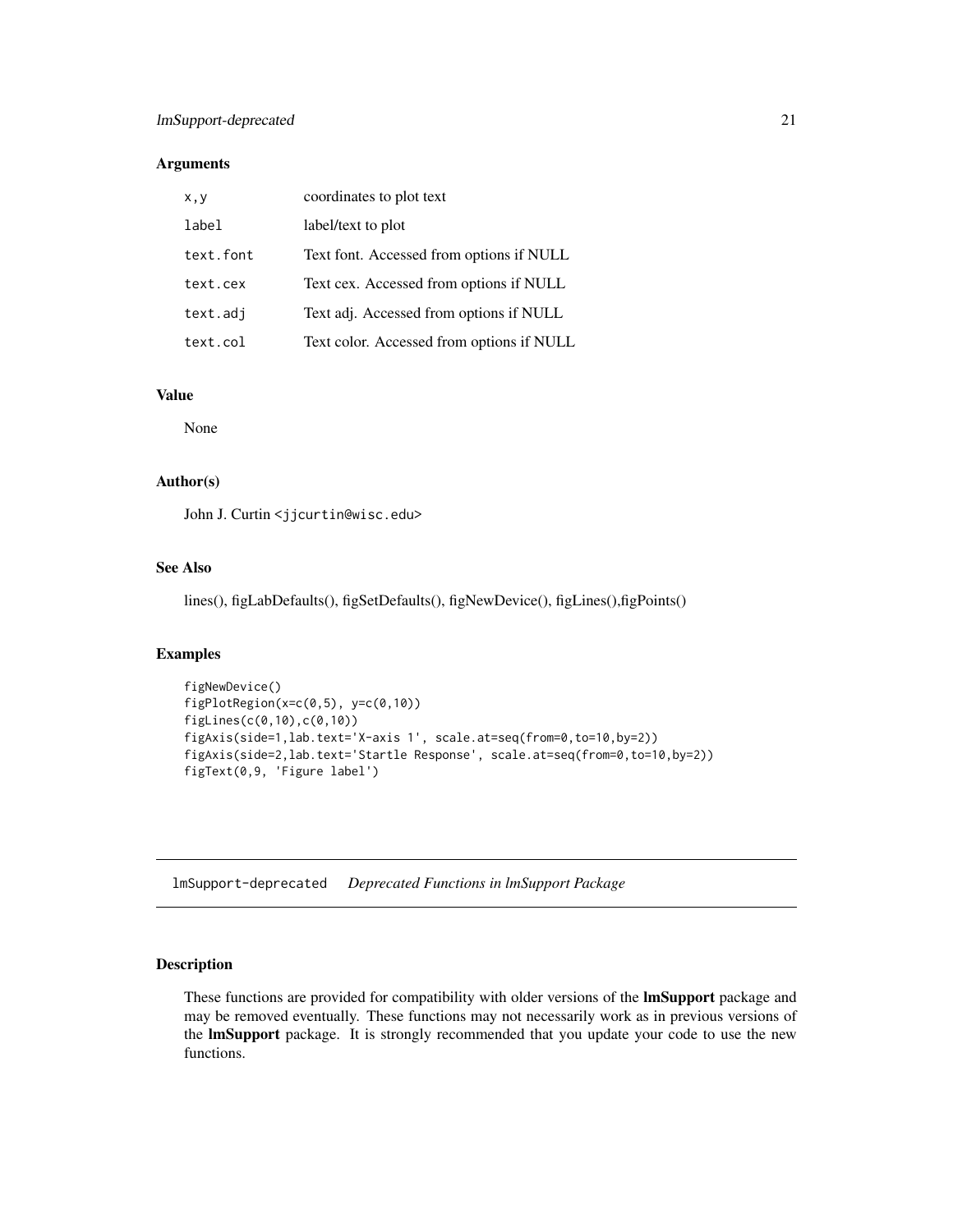### Arguments

| | |
|---|---|
| `x,y` | coordinates to plot text |
| `label` | label/text to plot |
| `text.font` | Text font. Accessed from options if NULL |
| `text.cex` | Text cex. Accessed from options if NULL |
| `text.adj` | Text adj. Accessed from options if NULL |
| `text.col` | Text color. Accessed from options if NULL |

### Value

None

### Author(s)

John J. Curtin <jjcurtin@wisc.edu>

### See Also

lines(), figLabDefaults(), figSetDefaults(), figNewDevice(), figLines(),figPoints()

### Examples

```
figNewDevice()
figPlotRegion(x=c(0,5), y=c(0,10))
figLines(c(0,10),c(0,10))
figAxis(side=1,lab.text='X-axis 1', scale.at=seq(from=0,to=10,by=2))
figAxis(side=2,lab.text='Startle Response', scale.at=seq(from=0,to=10,by=2))
figText(0,9, 'Figure label')
```

---

## lmSupport-deprecated *Deprecated Functions in lmSupport Package*

---

### Description

These functions are provided for compatibility with older versions of the **lmSupport** package and may be removed eventually. These functions may not necessarily work as in previous versions of the **lmSupport** package. It is strongly recommended that you update your code to use the new functions.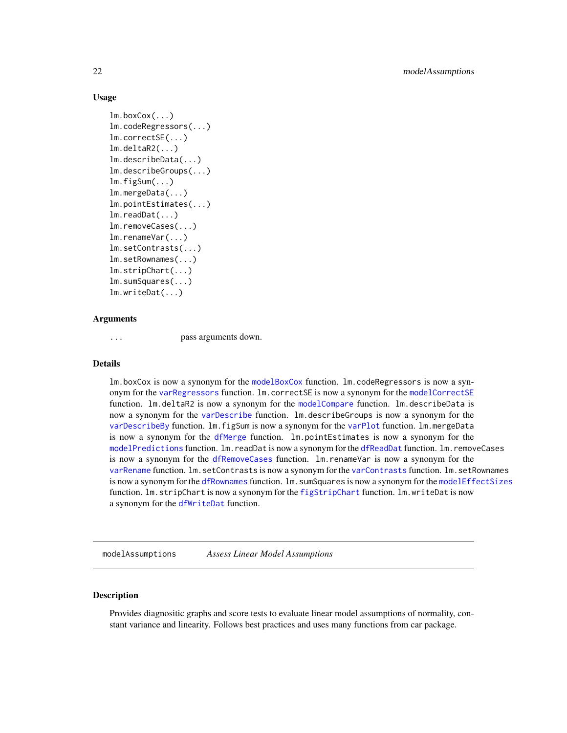### Usage

```
lm.boxCox(...)
lm.codeRegressors(...)
lm.correctSE(...)
lm.deltaR2(...)
lm.describeData(...)
lm.describeGroups(...)
lm.figSum(...)
lm.mergeData(...)
lm.pointEstimates(...)
lm.readDat(...)
lm.removeCases(...)
lm.renameVar(...)
lm.setContrasts(...)
lm.setRownames(...)
lm.stripChart(...)
lm.sumSquares(...)
lm.writeDat(...)
```

### Arguments

`...` pass arguments down.

### Details

`lm.boxCox` is now a synonym for the `modelBoxCox` function. `lm.codeRegressors` is now a synonym for the `varRegressors` function. `lm.correctSE` is now a synonym for the `modelCorrectSE` function. `lm.deltaR2` is now a synonym for the `modelCompare` function. `lm.describeData` is now a synonym for the `varDescribe` function. `lm.describeGroups` is now a synonym for the `varDescribeBy` function. `lm.figSum` is now a synonym for the `varPlot` function. `lm.mergeData` is now a synonym for the `dfMerge` function. `lm.pointEstimates` is now a synonym for the `modelPredictions` function. `lm.readDat` is now a synonym for the `dfReadDat` function. `lm.removeCases` is now a synonym for the `dfRemoveCases` function. `lm.renameVar` is now a synonym for the `varRename` function. `lm.setContrasts` is now a synonym for the `varContrasts` function. `lm.setRownames` is now a synonym for the `dfRownames` function. `lm.sumSquares` is now a synonym for the `modelEffectSizes` function. `lm.stripChart` is now a synonym for the `figStripChart` function. `lm.writeDat` is now a synonym for the `dfWriteDat` function.

---

## modelAssumptions *Assess Linear Model Assumptions*

---

### Description

Provides diagnositic graphs and score tests to evaluate linear model assumptions of normality, constant variance and linearity. Follows best practices and uses many functions from car package.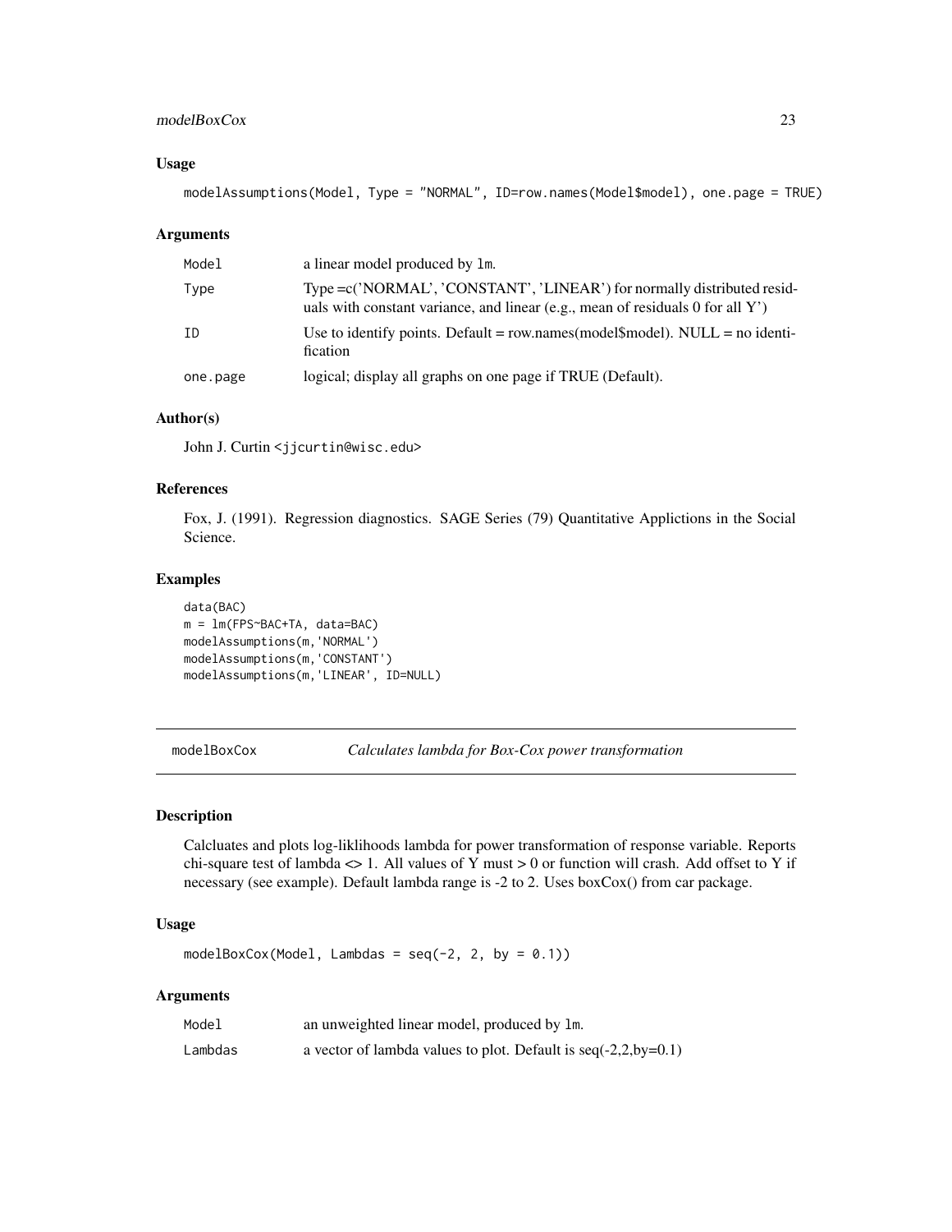### Usage

```
modelAssumptions(Model, Type = "NORMAL", ID=row.names(Model$model), one.page = TRUE)
```

### Arguments

| | |
|---|---|
| Model | a linear model produced by lm. |
| Type | Type =c('NORMAL', 'CONSTANT', 'LINEAR') for normally distributed residuals with constant variance, and linear (e.g., mean of residuals 0 for all Y') |
| ID | Use to identify points. Default = row.names(model$model). NULL = no identification |
| one.page | logical; display all graphs on one page if TRUE (Default). |

### Author(s)

John J. Curtin <jjcurtin@wisc.edu>

### References

Fox, J. (1991). Regression diagnostics. SAGE Series (79) Quantitative Applictions in the Social Science.

### Examples

```
data(BAC)
m = lm(FPS~BAC+TA, data=BAC)
modelAssumptions(m,'NORMAL')
modelAssumptions(m,'CONSTANT')
modelAssumptions(m,'LINEAR', ID=NULL)
```

---

## modelBoxCox *Calculates lambda for Box-Cox power transformation*

### Description

Calcluates and plots log-liklihoods lambda for power transformation of response variable. Reports chi-square test of lambda <> 1. All values of Y must > 0 or function will crash. Add offset to Y if necessary (see example). Default lambda range is -2 to 2. Uses boxCox() from car package.

### Usage

```
modelBoxCox(Model, Lambdas = seq(-2, 2, by = 0.1))
```

### Arguments

| | |
|---|---|
| Model | an unweighted linear model, produced by lm. |
| Lambdas | a vector of lambda values to plot. Default is seq(-2,2,by=0.1) |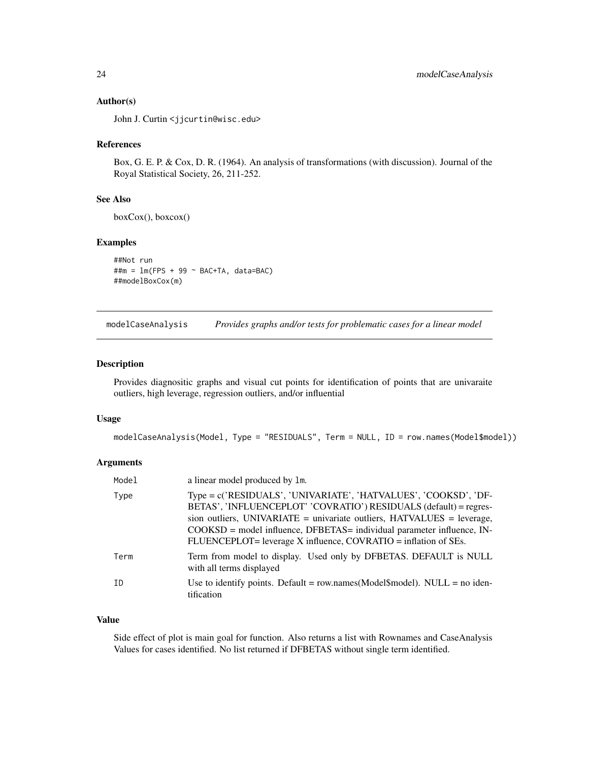### Author(s)

John J. Curtin <jjcurtin@wisc.edu>

### References

Box, G. E. P. & Cox, D. R. (1964). An analysis of transformations (with discussion). Journal of the Royal Statistical Society, 26, 211-252.

### See Also

boxCox(), boxcox()

### Examples

```
##Not run
##m = lm(FPS + 99 ~ BAC+TA, data=BAC)
##modelBoxCox(m)
```

## modelCaseAnalysis *Provides graphs and/or tests for problematic cases for a linear model*

### Description

Provides diagnositic graphs and visual cut points for identification of points that are univaraite outliers, high leverage, regression outliers, and/or influential

### Usage

```
modelCaseAnalysis(Model, Type = "RESIDUALS", Term = NULL, ID = row.names(Model$model))
```

### Arguments

| | |
|---|---|
| Model | a linear model produced by lm. |
| Type | Type = c('RESIDUALS', 'UNIVARIATE', 'HATVALUES', 'COOKSD', 'DFBETAS', 'INFLUENCEPLOT' 'COVRATIO') RESIDUALS (default) = regression outliers, UNIVARIATE = univariate outliers, HATVALUES = leverage, COOKSD = model influence, DFBETAS= individual parameter influence, INFLUENCEPLOT= leverage X influence, COVRATIO = inflation of SEs. |
| Term | Term from model to display. Used only by DFBETAS. DEFAULT is NULL with all terms displayed |
| ID | Use to identify points. Default = row.names(Model$model). NULL = no identification |

### Value

Side effect of plot is main goal for function. Also returns a list with Rownames and CaseAnalysis Values for cases identified. No list returned if DFBETAS without single term identified.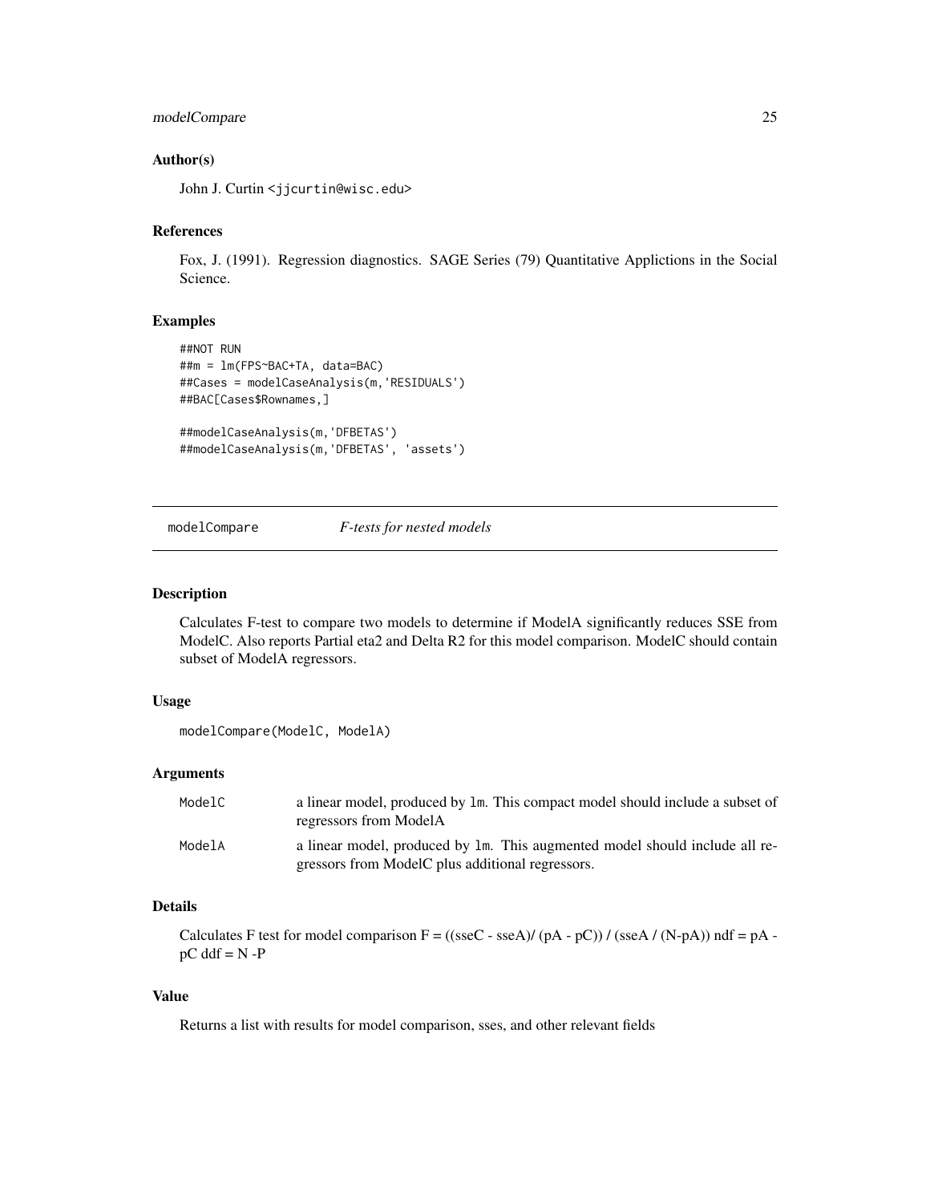### Author(s)

John J. Curtin <jjcurtin@wisc.edu>

### References

Fox, J. (1991). Regression diagnostics. SAGE Series (79) Quantitative Applictions in the Social Science.

### Examples

```
##NOT RUN
##m = lm(FPS~BAC+TA, data=BAC)
##Cases = modelCaseAnalysis(m,'RESIDUALS')
##BAC[Cases$Rownames,]

##modelCaseAnalysis(m,'DFBETAS')
##modelCaseAnalysis(m,'DFBETAS', 'assets')
```

---

## modelCompare — *F-tests for nested models*

### Description

Calculates F-test to compare two models to determine if ModelA significantly reduces SSE from ModelC. Also reports Partial eta2 and Delta R2 for this model comparison. ModelC should contain subset of ModelA regressors.

### Usage

```
modelCompare(ModelC, ModelA)
```

### Arguments

| | |
|---|---|
| ModelC | a linear model, produced by `lm`. This compact model should include a subset of regressors from ModelA |
| ModelA | a linear model, produced by `lm`. This augmented model should include all regressors from ModelC plus additional regressors. |

### Details

Calculates F test for model comparison F = ((sseC - sseA)/ (pA - pC)) / (sseA / (N-pA)) ndf = pA - pC ddf = N -P

### Value

Returns a list with results for model comparison, sses, and other relevant fields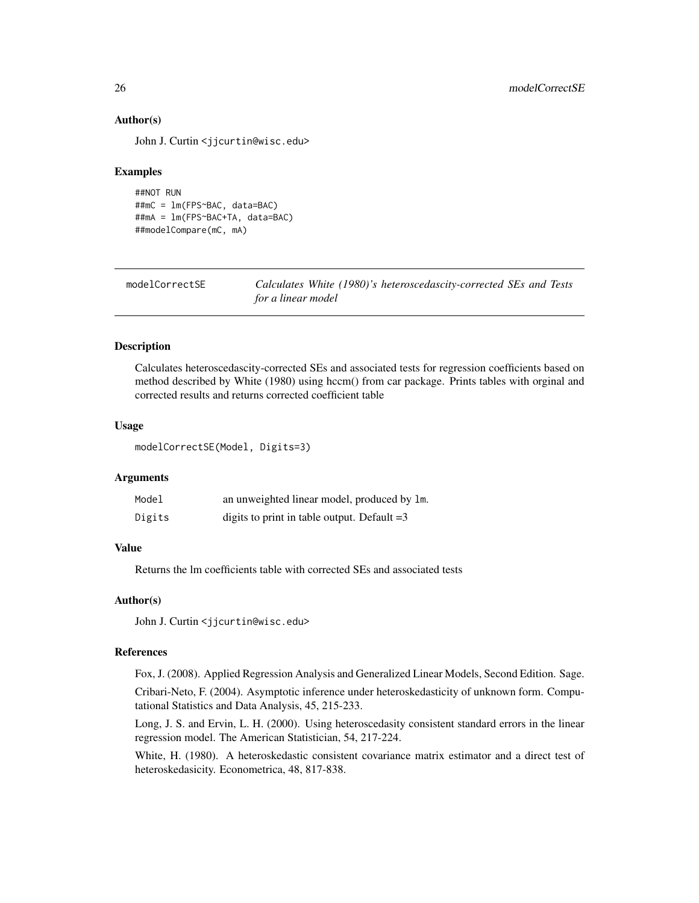### Author(s)

John J. Curtin <jjcurtin@wisc.edu>

### Examples

```
##NOT RUN
##mC = lm(FPS~BAC, data=BAC)
##mA = lm(FPS~BAC+TA, data=BAC)
##modelCompare(mC, mA)
```

---

## modelCorrectSE — *Calculates White (1980)'s heteroscedascity-corrected SEs and Tests for a linear model*

---

### Description

Calculates heteroscedascity-corrected SEs and associated tests for regression coefficients based on method described by White (1980) using hccm() from car package. Prints tables with orginal and corrected results and returns corrected coefficient table

### Usage

```
modelCorrectSE(Model, Digits=3)
```

### Arguments

| | |
|---|---|
| `Model` | an unweighted linear model, produced by `lm`. |
| `Digits` | digits to print in table output. Default =3 |

### Value

Returns the lm coefficients table with corrected SEs and associated tests

### Author(s)

John J. Curtin <jjcurtin@wisc.edu>

### References

Fox, J. (2008). Applied Regression Analysis and Generalized Linear Models, Second Edition. Sage.

Cribari-Neto, F. (2004). Asymptotic inference under heteroskedasticity of unknown form. Computational Statistics and Data Analysis, 45, 215-233.

Long, J. S. and Ervin, L. H. (2000). Using heteroscedasity consistent standard errors in the linear regression model. The American Statistician, 54, 217-224.

White, H. (1980). A heteroskedastic consistent covariance matrix estimator and a direct test of heteroskedasicity. Econometrica, 48, 817-838.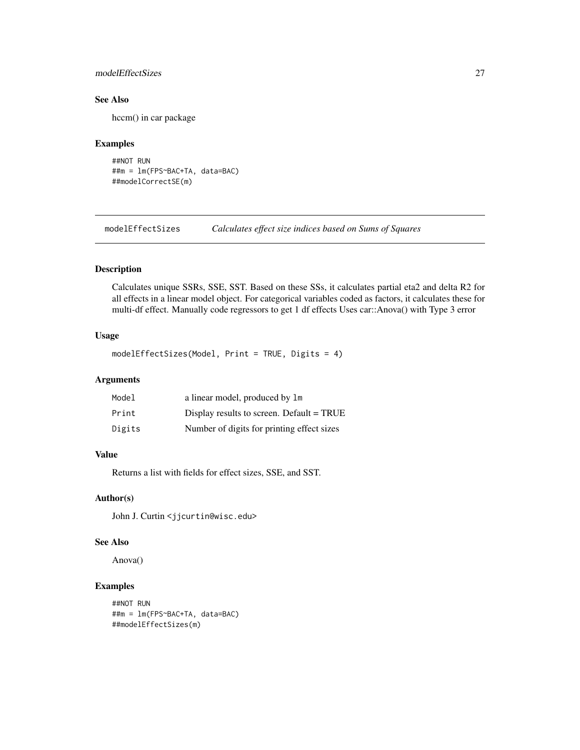### See Also

hccm() in car package

### Examples

```
##NOT RUN
##m = lm(FPS~BAC+TA, data=BAC)
##modelCorrectSE(m)
```

---

## modelEffectSizes *Calculates effect size indices based on Sums of Squares*

---

### Description

Calculates unique SSRs, SSE, SST. Based on these SSs, it calculates partial eta2 and delta R2 for all effects in a linear model object. For categorical variables coded as factors, it calculates these for multi-df effect. Manually code regressors to get 1 df effects Uses car::Anova() with Type 3 error

### Usage

```
modelEffectSizes(Model, Print = TRUE, Digits = 4)
```

### Arguments

| | |
|---|---|
| `Model` | a linear model, produced by `lm` |
| `Print` | Display results to screen. Default = TRUE |
| `Digits` | Number of digits for printing effect sizes |

### Value

Returns a list with fields for effect sizes, SSE, and SST.

### Author(s)

John J. Curtin <jjcurtin@wisc.edu>

### See Also

Anova()

### Examples

```
##NOT RUN
##m = lm(FPS~BAC+TA, data=BAC)
##modelEffectSizes(m)
```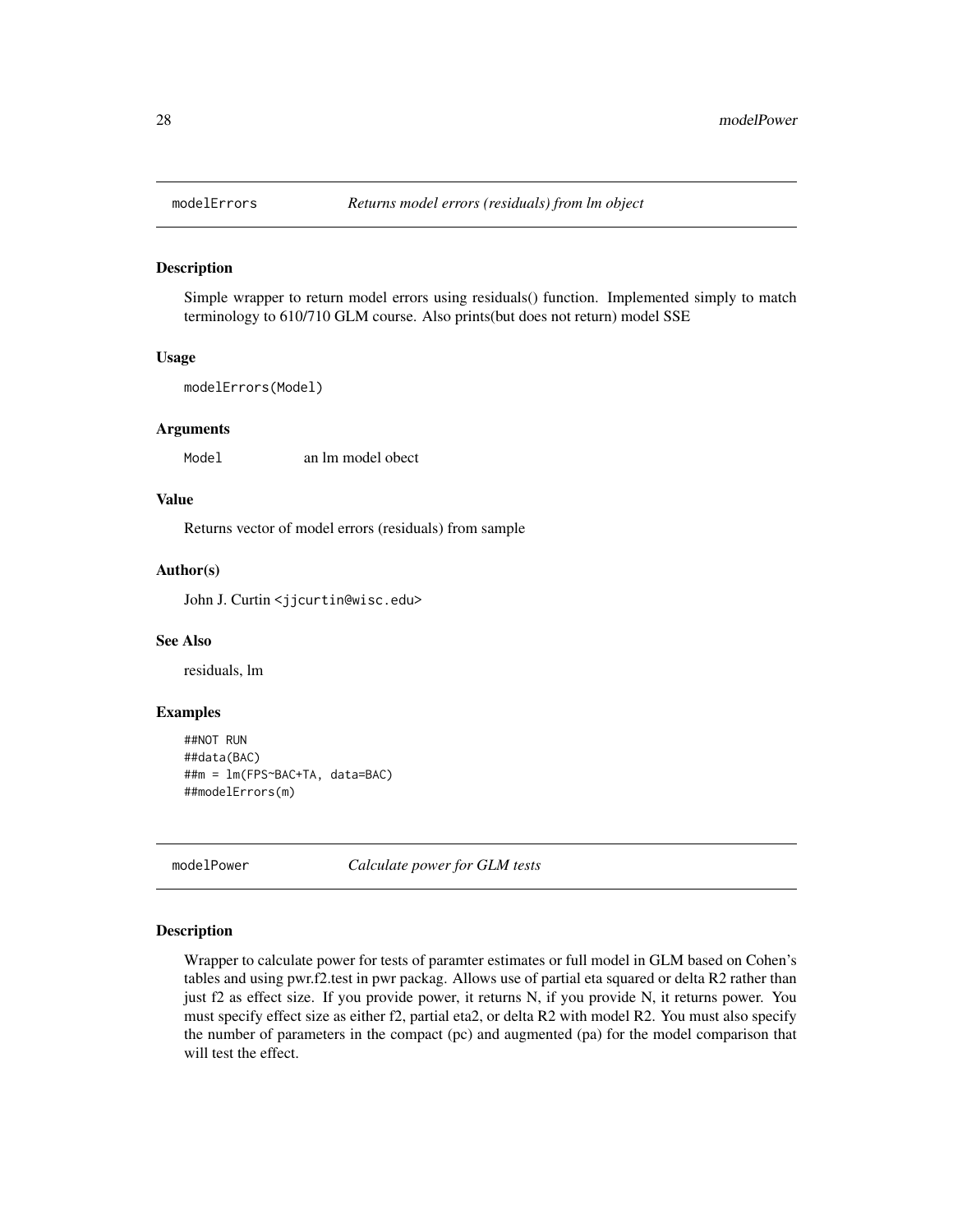## modelErrors — *Returns model errors (residuals) from lm object*

### Description

Simple wrapper to return model errors using residuals() function. Implemented simply to match terminology to 610/710 GLM course. Also prints(but does not return) model SSE

### Usage

```
modelErrors(Model)
```

### Arguments

| | |
|---|---|
| Model | an lm model obect |

### Value

Returns vector of model errors (residuals) from sample

### Author(s)

John J. Curtin <jjcurtin@wisc.edu>

### See Also

residuals, lm

### Examples

```
##NOT RUN
##data(BAC)
##m = lm(FPS~BAC+TA, data=BAC)
##modelErrors(m)
```

## modelPower — *Calculate power for GLM tests*

### Description

Wrapper to calculate power for tests of paramter estimates or full model in GLM based on Cohen's tables and using pwr.f2.test in pwr packag. Allows use of partial eta squared or delta R2 rather than just f2 as effect size. If you provide power, it returns N, if you provide N, it returns power. You must specify effect size as either f2, partial eta2, or delta R2 with model R2. You must also specify the number of parameters in the compact (pc) and augmented (pa) for the model comparison that will test the effect.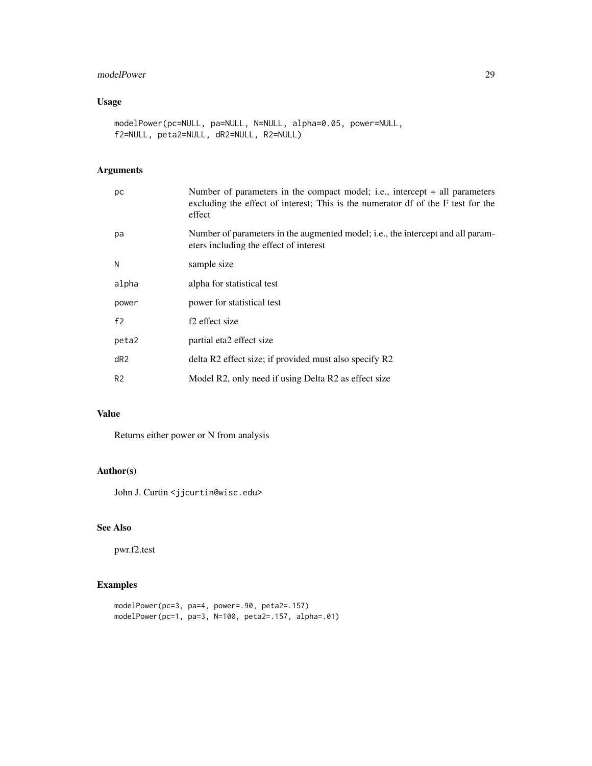## Usage

```
modelPower(pc=NULL, pa=NULL, N=NULL, alpha=0.05, power=NULL,
f2=NULL, peta2=NULL, dR2=NULL, R2=NULL)
```

## Arguments

| | |
|---|---|
| pc | Number of parameters in the compact model; i.e., intercept + all parameters excluding the effect of interest; This is the numerator df of the F test for the effect |
| pa | Number of parameters in the augmented model; i.e., the intercept and all parameters including the effect of interest |
| N | sample size |
| alpha | alpha for statistical test |
| power | power for statistical test |
| f2 | f2 effect size |
| peta2 | partial eta2 effect size |
| dR2 | delta R2 effect size; if provided must also specify R2 |
| R2 | Model R2, only need if using Delta R2 as effect size |

## Value

Returns either power or N from analysis

## Author(s)

John J. Curtin <jjcurtin@wisc.edu>

## See Also

pwr.f2.test

## Examples

```
modelPower(pc=3, pa=4, power=.90, peta2=.157)
modelPower(pc=1, pa=3, N=100, peta2=.157, alpha=.01)
```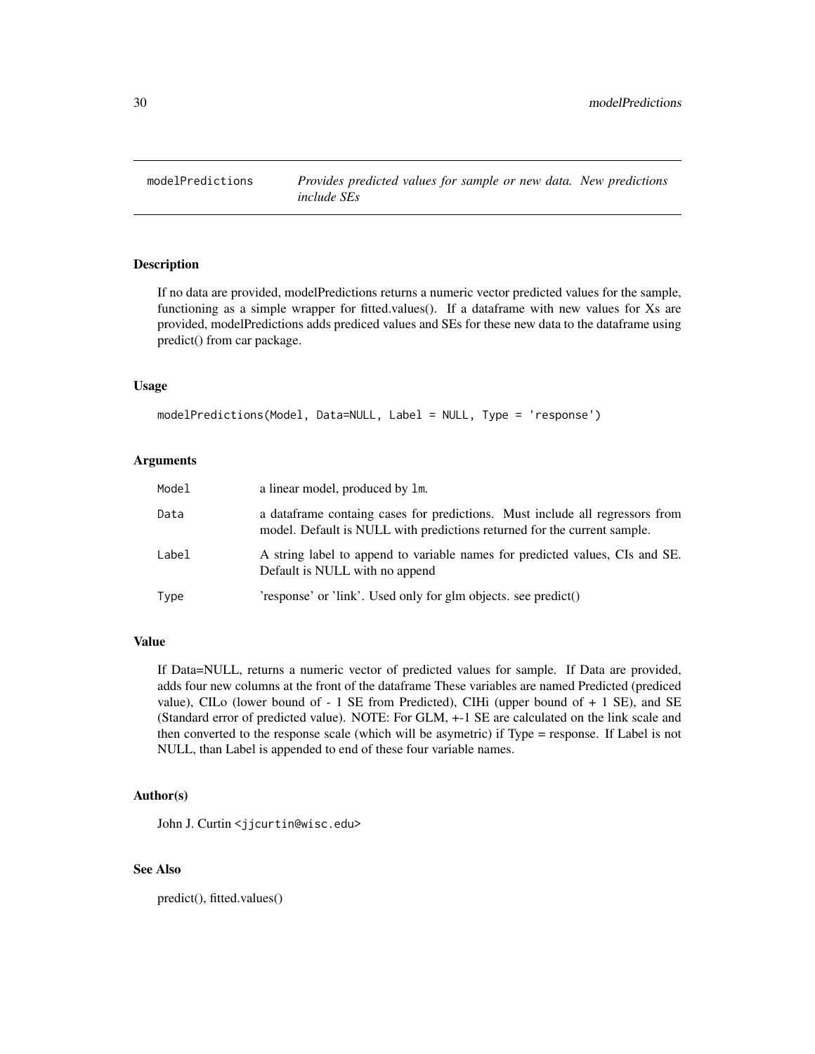# modelPredictions — *Provides predicted values for sample or new data. New predictions include SEs*

## Description

If no data are provided, modelPredictions returns a numeric vector predicted values for the sample, functioning as a simple wrapper for fitted.values(). If a dataframe with new values for Xs are provided, modelPredictions adds prediced values and SEs for these new data to the dataframe using predict() from car package.

## Usage

```
modelPredictions(Model, Data=NULL, Label = NULL, Type = 'response')
```

## Arguments

| | |
|---|---|
| Model | a linear model, produced by lm. |
| Data | a dataframe containg cases for predictions. Must include all regressors from model. Default is NULL with predictions returned for the current sample. |
| Label | A string label to append to variable names for predicted values, CIs and SE. Default is NULL with no append |
| Type | 'response' or 'link'. Used only for glm objects. see predict() |

## Value

If Data=NULL, returns a numeric vector of predicted values for sample. If Data are provided, adds four new columns at the front of the dataframe These variables are named Predicted (prediced value), CILo (lower bound of - 1 SE from Predicted), CIHi (upper bound of + 1 SE), and SE (Standard error of predicted value). NOTE: For GLM, +-1 SE are calculated on the link scale and then converted to the response scale (which will be asymetric) if Type = response. If Label is not NULL, than Label is appended to end of these four variable names.

## Author(s)

John J. Curtin <jjcurtin@wisc.edu>

## See Also

predict(), fitted.values()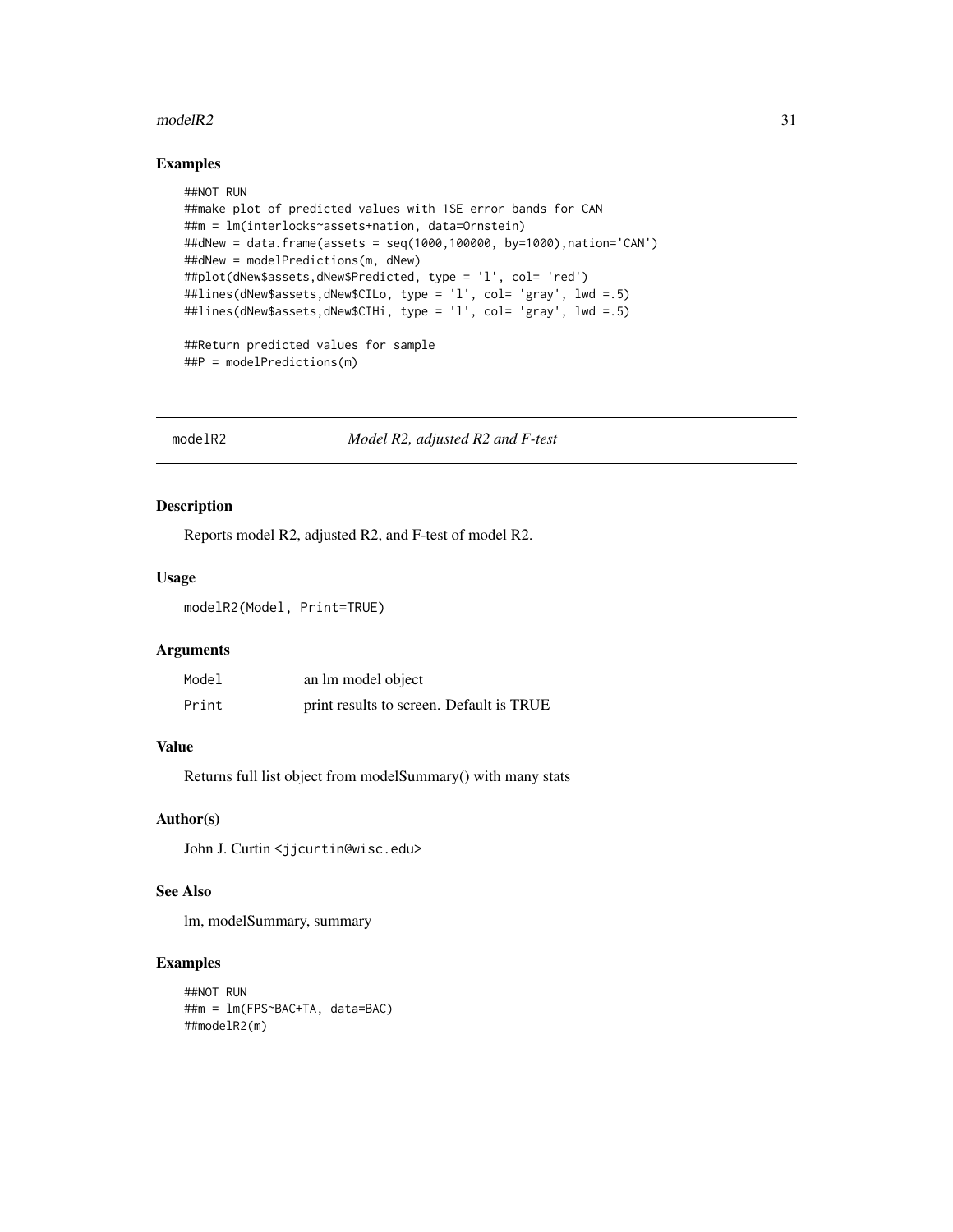## Examples

```
##NOT RUN
##make plot of predicted values with 1SE error bands for CAN
##m = lm(interlocks~assets+nation, data=Ornstein)
##dNew = data.frame(assets = seq(1000,100000, by=1000),nation='CAN')
##dNew = modelPredictions(m, dNew)
##plot(dNew$assets,dNew$Predicted, type = 'l', col= 'red')
##lines(dNew$assets,dNew$CILo, type = 'l', col= 'gray', lwd =.5)
##lines(dNew$assets,dNew$CIHi, type = 'l', col= 'gray', lwd =.5)

##Return predicted values for sample
##P = modelPredictions(m)
```

---

# modelR2 — *Model R2, adjusted R2 and F-test*

## Description

Reports model R2, adjusted R2, and F-test of model R2.

## Usage

```
modelR2(Model, Print=TRUE)
```

## Arguments

| | |
|---|---|
| `Model` | an lm model object |
| `Print` | print results to screen. Default is TRUE |

## Value

Returns full list object from modelSummary() with many stats

## Author(s)

John J. Curtin <jjcurtin@wisc.edu>

## See Also

lm, modelSummary, summary

## Examples

```
##NOT RUN
##m = lm(FPS~BAC+TA, data=BAC)
##modelR2(m)
```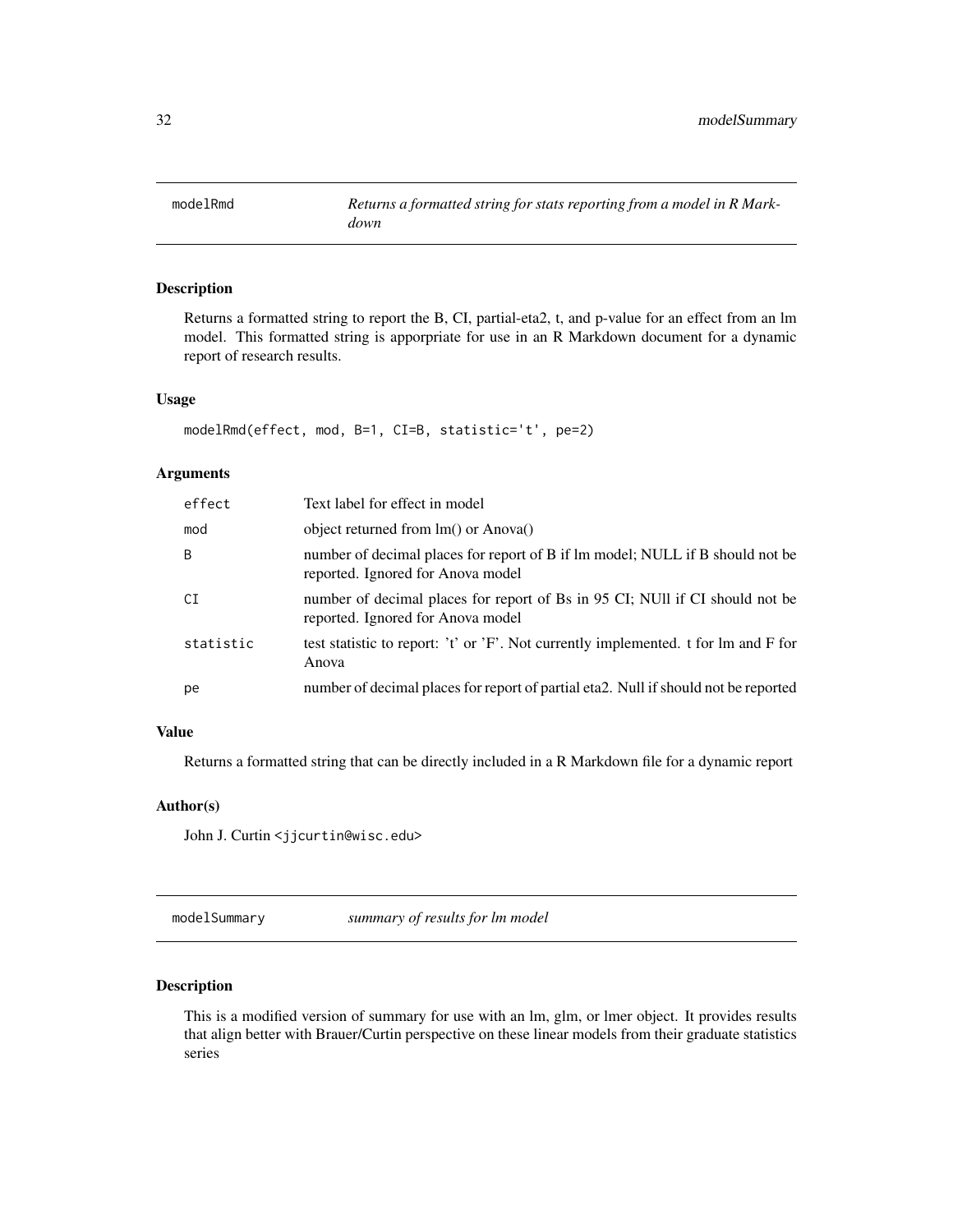## modelRmd

*Returns a formatted string for stats reporting from a model in R Markdown*

### Description

Returns a formatted string to report the B, CI, partial-eta2, t, and p-value for an effect from an lm model. This formatted string is apporpriate for use in an R Markdown document for a dynamic report of research results.

### Usage

```
modelRmd(effect, mod, B=1, CI=B, statistic='t', pe=2)
```

### Arguments

| | |
|---|---|
| effect | Text label for effect in model |
| mod | object returned from lm() or Anova() |
| B | number of decimal places for report of B if lm model; NULL if B should not be reported. Ignored for Anova model |
| CI | number of decimal places for report of Bs in 95 CI; NUll if CI should not be reported. Ignored for Anova model |
| statistic | test statistic to report: 't' or 'F'. Not currently implemented. t for lm and F for Anova |
| pe | number of decimal places for report of partial eta2. Null if should not be reported |

### Value

Returns a formatted string that can be directly included in a R Markdown file for a dynamic report

### Author(s)

John J. Curtin <jjcurtin@wisc.edu>

## modelSummary

*summary of results for lm model*

### Description

This is a modified version of summary for use with an lm, glm, or lmer object. It provides results that align better with Brauer/Curtin perspective on these linear models from their graduate statistics series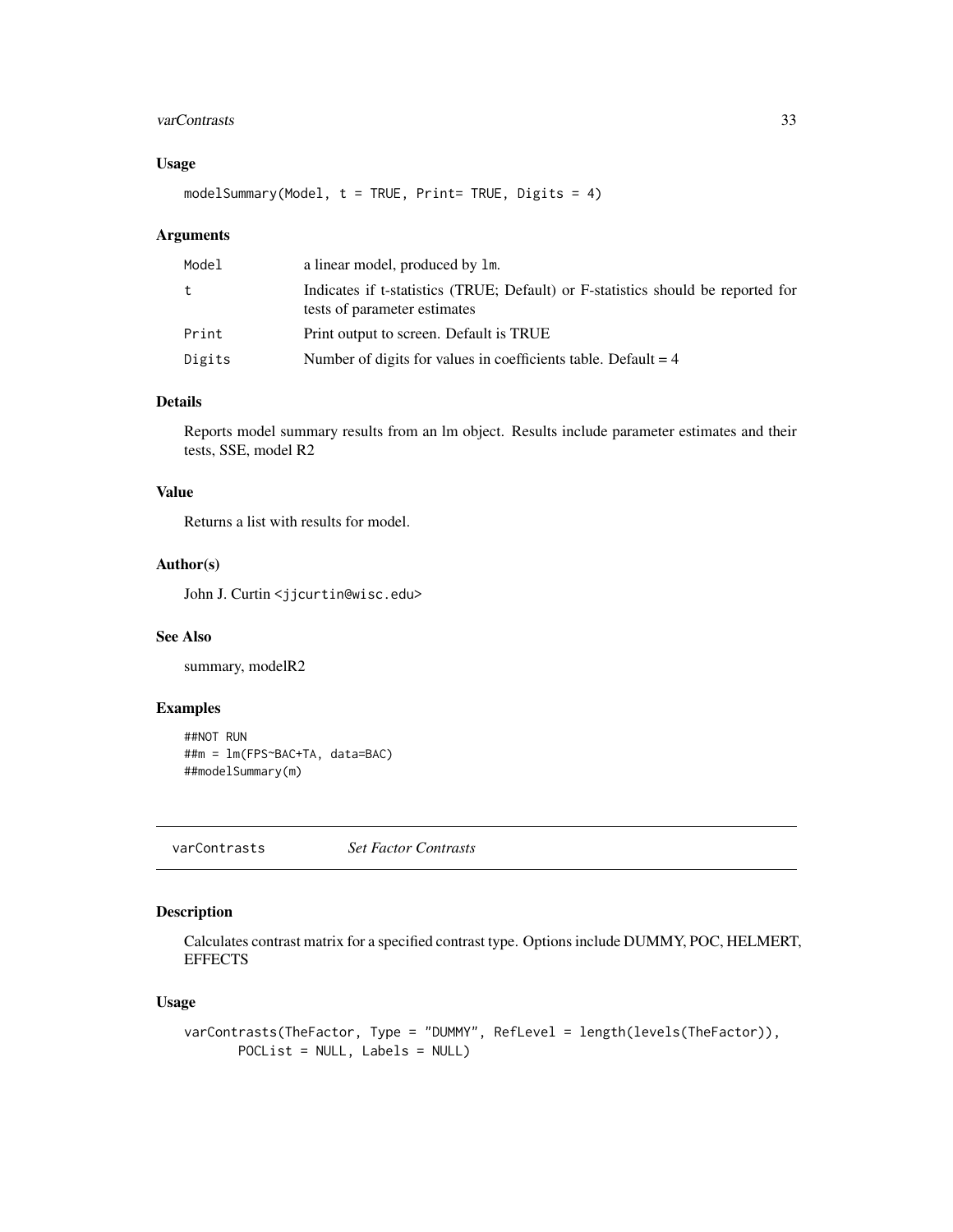### Usage

```
modelSummary(Model, t = TRUE, Print= TRUE, Digits = 4)
```

### Arguments

| | |
|---|---|
| Model | a linear model, produced by lm. |
| t | Indicates if t-statistics (TRUE; Default) or F-statistics should be reported for tests of parameter estimates |
| Print | Print output to screen. Default is TRUE |
| Digits | Number of digits for values in coefficients table. Default = 4 |

### Details

Reports model summary results from an lm object. Results include parameter estimates and their tests, SSE, model R2

### Value

Returns a list with results for model.

### Author(s)

John J. Curtin <jjcurtin@wisc.edu>

### See Also

summary, modelR2

### Examples

```
##NOT RUN
##m = lm(FPS~BAC+TA, data=BAC)
##modelSummary(m)
```

---

## varContrasts *Set Factor Contrasts*

### Description

Calculates contrast matrix for a specified contrast type. Options include DUMMY, POC, HELMERT, EFFECTS

### Usage

```
varContrasts(TheFactor, Type = "DUMMY", RefLevel = length(levels(TheFactor)),
       POCList = NULL, Labels = NULL)
```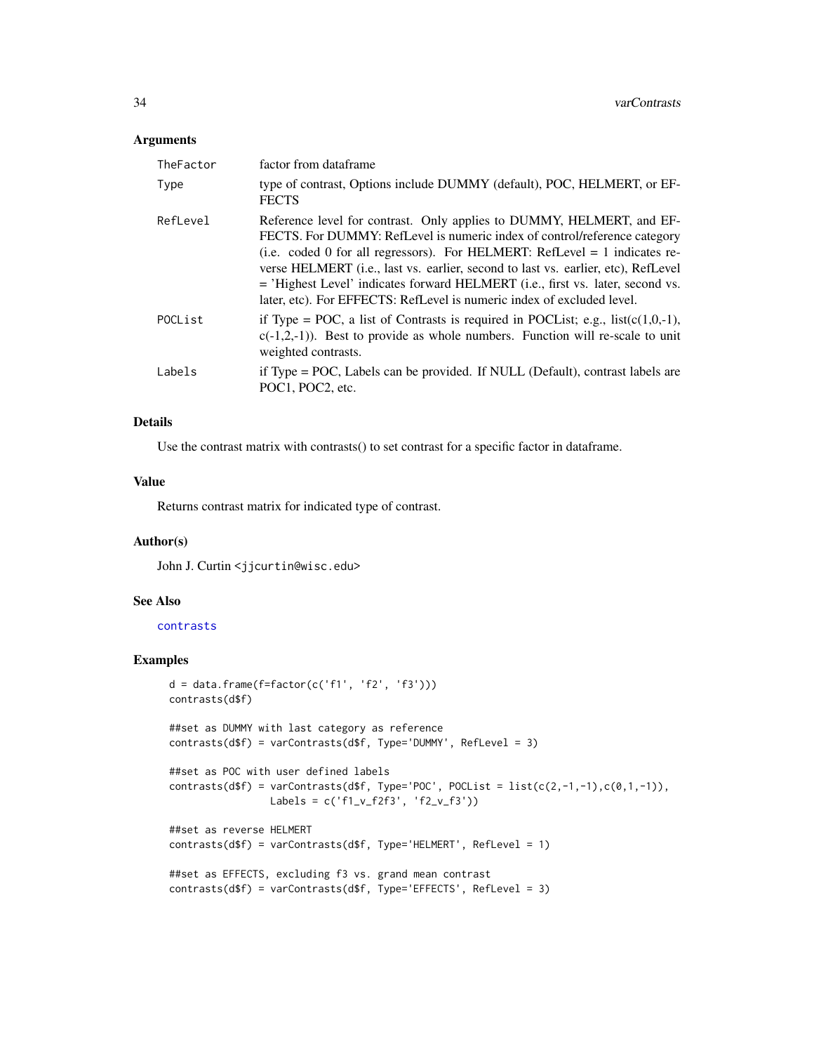## Arguments

| | |
|---|---|
| `TheFactor` | factor from dataframe |
| `Type` | type of contrast, Options include DUMMY (default), POC, HELMERT, or EFFECTS |
| `RefLevel` | Reference level for contrast. Only applies to DUMMY, HELMERT, and EFFECTS. For DUMMY: RefLevel is numeric index of control/reference category (i.e. coded 0 for all regressors). For HELMERT: RefLevel = 1 indicates reverse HELMERT (i.e., last vs. earlier, second to last vs. earlier, etc), RefLevel = 'Highest Level' indicates forward HELMERT (i.e., first vs. later, second vs. later, etc). For EFFECTS: RefLevel is numeric index of excluded level. |
| `POCList` | if Type = POC, a list of Contrasts is required in POCList; e.g., list(c(1,0,-1), c(-1,2,-1)). Best to provide as whole numbers. Function will re-scale to unit weighted contrasts. |
| `Labels` | if Type = POC, Labels can be provided. If NULL (Default), contrast labels are POC1, POC2, etc. |

## Details

Use the contrast matrix with contrasts() to set contrast for a specific factor in dataframe.

## Value

Returns contrast matrix for indicated type of contrast.

## Author(s)

John J. Curtin <jjcurtin@wisc.edu>

## See Also

`contrasts`

## Examples

```
d = data.frame(f=factor(c('f1', 'f2', 'f3')))
contrasts(d$f)

##set as DUMMY with last category as reference
contrasts(d$f) = varContrasts(d$f, Type='DUMMY', RefLevel = 3)

##set as POC with user defined labels
contrasts(d$f) = varContrasts(d$f, Type='POC', POCList = list(c(2,-1,-1),c(0,1,-1)),
                 Labels = c('f1_v_f2f3', 'f2_v_f3'))

##set as reverse HELMERT
contrasts(d$f) = varContrasts(d$f, Type='HELMERT', RefLevel = 1)

##set as EFFECTS, excluding f3 vs. grand mean contrast
contrasts(d$f) = varContrasts(d$f, Type='EFFECTS', RefLevel = 3)
```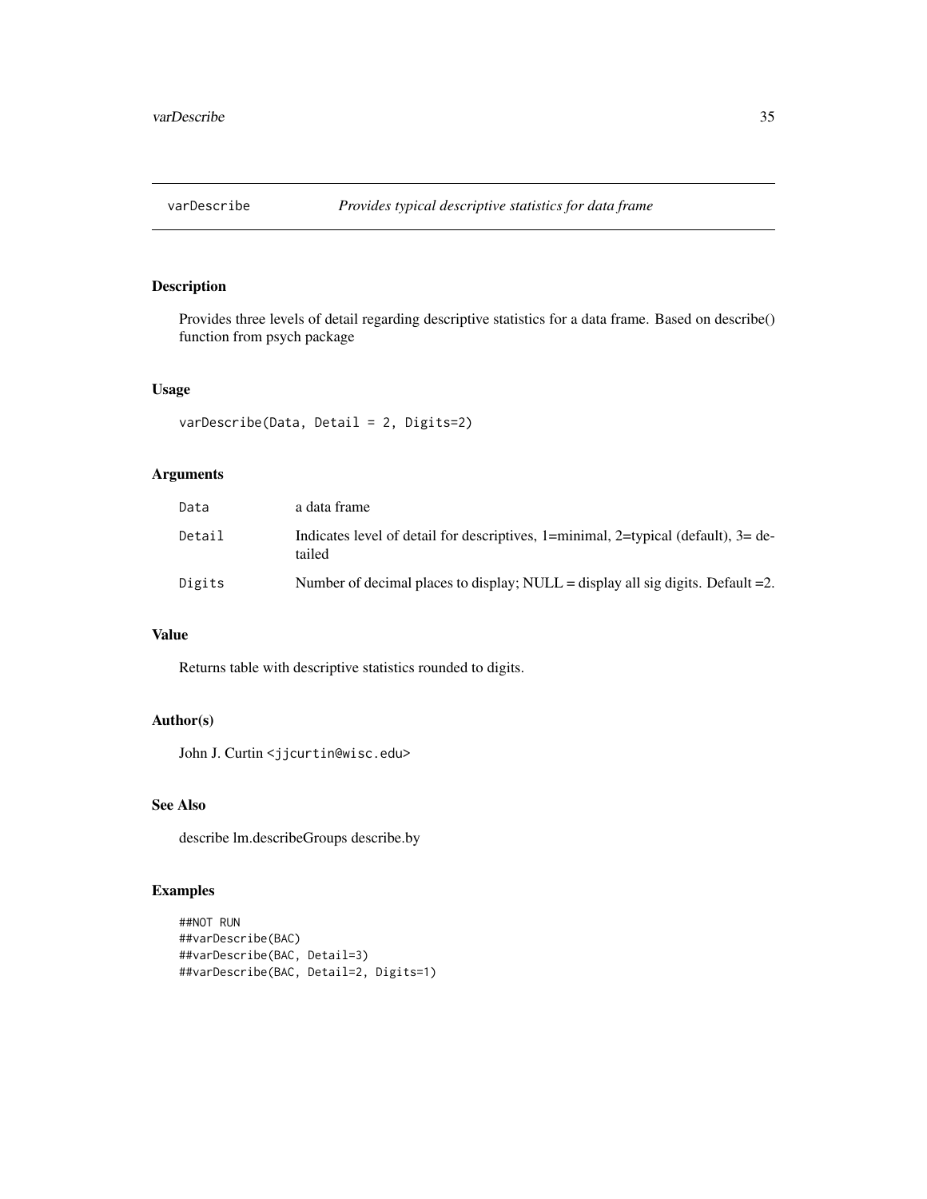## varDescribe — *Provides typical descriptive statistics for data frame*

### Description

Provides three levels of detail regarding descriptive statistics for a data frame. Based on describe() function from psych package

### Usage

```
varDescribe(Data, Detail = 2, Digits=2)
```

### Arguments

| | |
|---|---|
| Data | a data frame |
| Detail | Indicates level of detail for descriptives, 1=minimal, 2=typical (default), 3= detailed |
| Digits | Number of decimal places to display; NULL = display all sig digits. Default =2. |

### Value

Returns table with descriptive statistics rounded to digits.

### Author(s)

John J. Curtin <jjcurtin@wisc.edu>

### See Also

describe lm.describeGroups describe.by

### Examples

```
##NOT RUN
##varDescribe(BAC)
##varDescribe(BAC, Detail=3)
##varDescribe(BAC, Detail=2, Digits=1)
```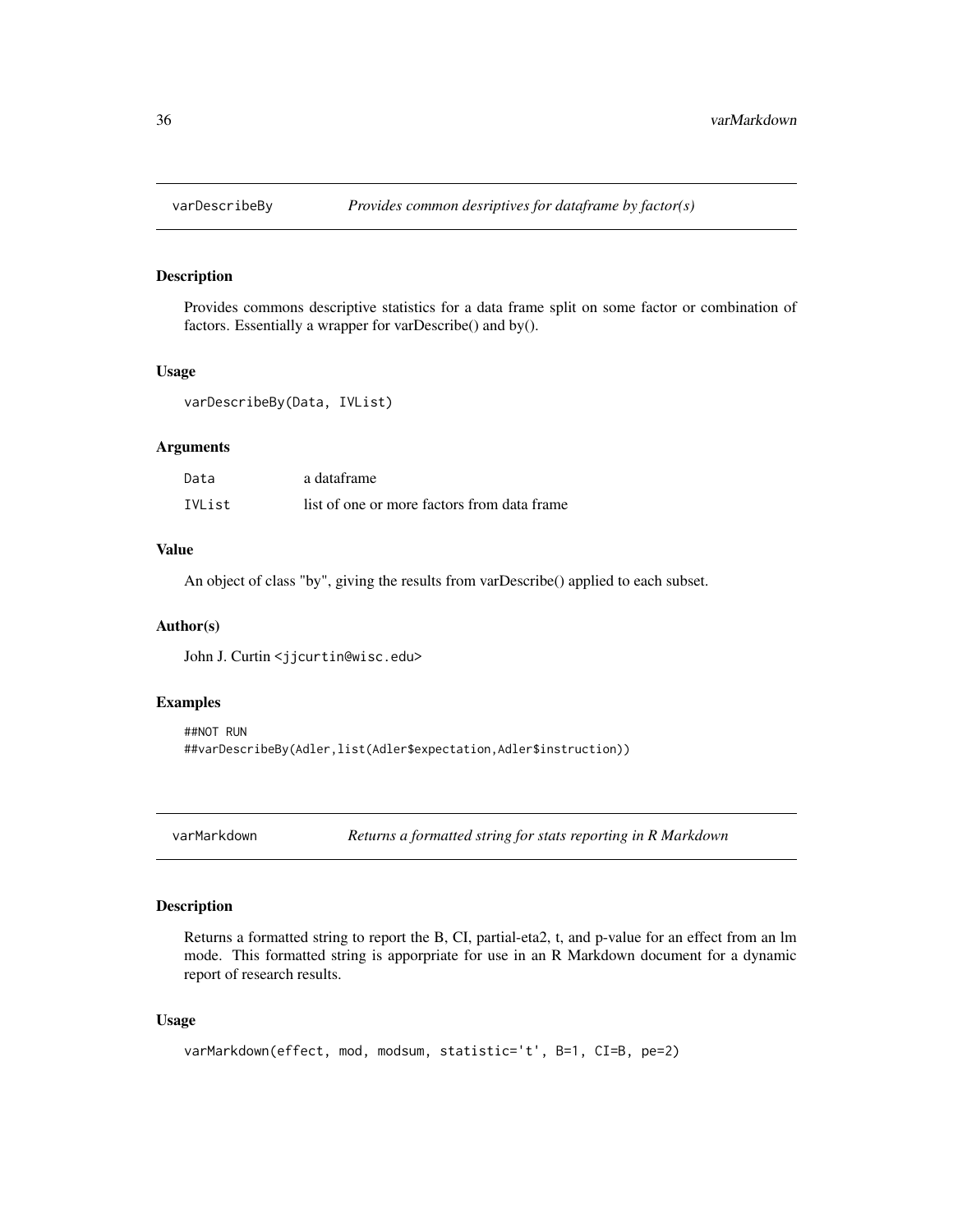## varDescribeBy — *Provides common desriptives for dataframe by factor(s)*

### Description

Provides commons descriptive statistics for a data frame split on some factor or combination of factors. Essentially a wrapper for varDescribe() and by().

### Usage

```
varDescribeBy(Data, IVList)
```

### Arguments

| | |
|---|---|
| Data | a dataframe |
| IVList | list of one or more factors from data frame |

### Value

An object of class "by", giving the results from varDescribe() applied to each subset.

### Author(s)

John J. Curtin <jjcurtin@wisc.edu>

### Examples

```
##NOT RUN
##varDescribeBy(Adler,list(Adler$expectation,Adler$instruction))
```

## varMarkdown — *Returns a formatted string for stats reporting in R Markdown*

### Description

Returns a formatted string to report the B, CI, partial-eta2, t, and p-value for an effect from an lm mode. This formatted string is apporpriate for use in an R Markdown document for a dynamic report of research results.

### Usage

```
varMarkdown(effect, mod, modsum, statistic='t', B=1, CI=B, pe=2)
```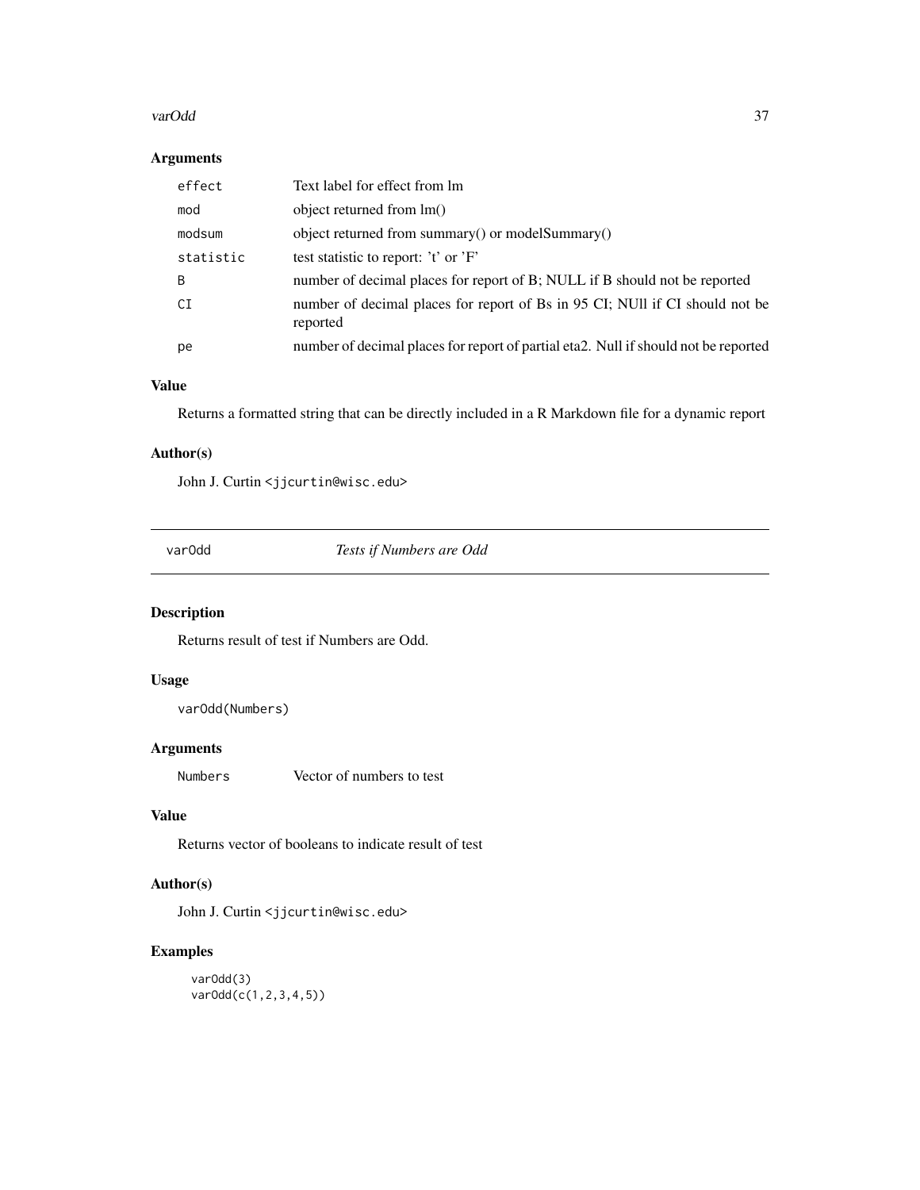### Arguments

| | |
|---|---|
| `effect` | Text label for effect from lm |
| `mod` | object returned from lm() |
| `modsum` | object returned from summary() or modelSummary() |
| `statistic` | test statistic to report: 't' or 'F' |
| `B` | number of decimal places for report of B; NULL if B should not be reported |
| `CI` | number of decimal places for report of Bs in 95 CI; NUll if CI should not be reported |
| `pe` | number of decimal places for report of partial eta2. Null if should not be reported |

### Value

Returns a formatted string that can be directly included in a R Markdown file for a dynamic report

### Author(s)

John J. Curtin <jjcurtin@wisc.edu>

---

## varOdd *Tests if Numbers are Odd*

---

### Description

Returns result of test if Numbers are Odd.

### Usage

```
varOdd(Numbers)
```

### Arguments

| | |
|---|---|
| `Numbers` | Vector of numbers to test |

### Value

Returns vector of booleans to indicate result of test

### Author(s)

John J. Curtin <jjcurtin@wisc.edu>

### Examples

```
varOdd(3)
varOdd(c(1,2,3,4,5))
```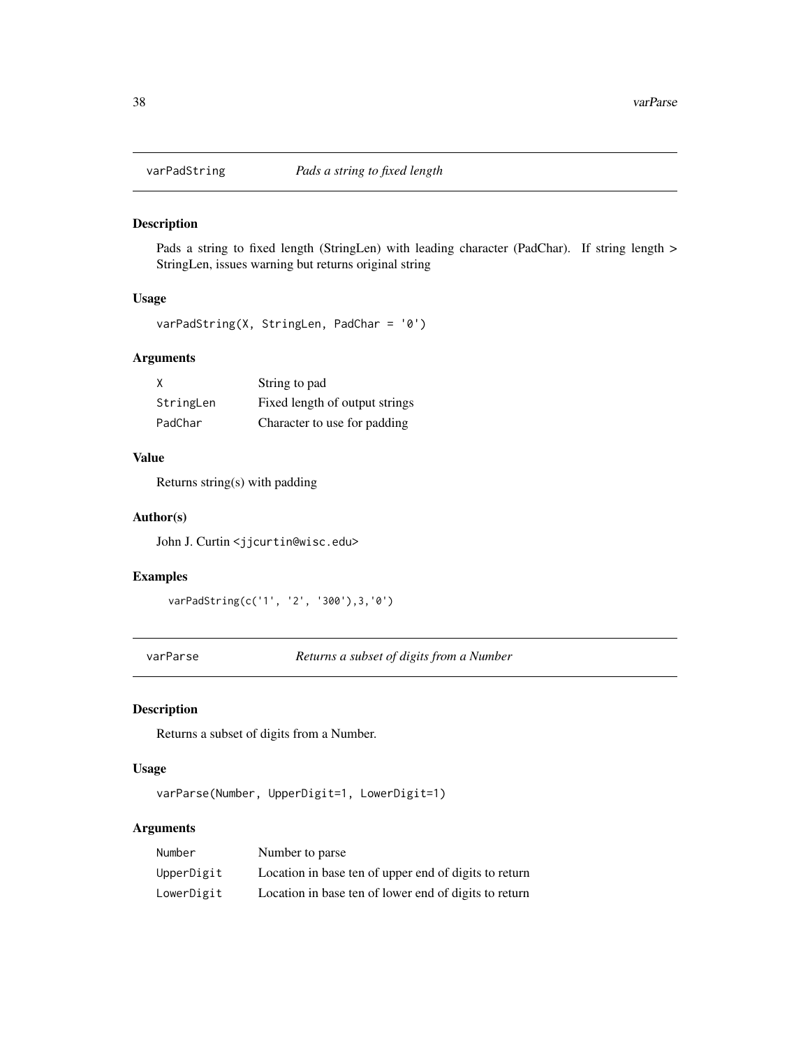## varPadString *Pads a string to fixed length*

### Description

Pads a string to fixed length (StringLen) with leading character (PadChar). If string length > StringLen, issues warning but returns original string

### Usage

```
varPadString(X, StringLen, PadChar = '0')
```

### Arguments

| | |
|---|---|
| X | String to pad |
| StringLen | Fixed length of output strings |
| PadChar | Character to use for padding |

### Value

Returns string(s) with padding

### Author(s)

John J. Curtin <jjcurtin@wisc.edu>

### Examples

```
varPadString(c('1', '2', '300'),3,'0')
```

## varParse *Returns a subset of digits from a Number*

### Description

Returns a subset of digits from a Number.

### Usage

```
varParse(Number, UpperDigit=1, LowerDigit=1)
```

### Arguments

| | |
|---|---|
| Number | Number to parse |
| UpperDigit | Location in base ten of upper end of digits to return |
| LowerDigit | Location in base ten of lower end of digits to return |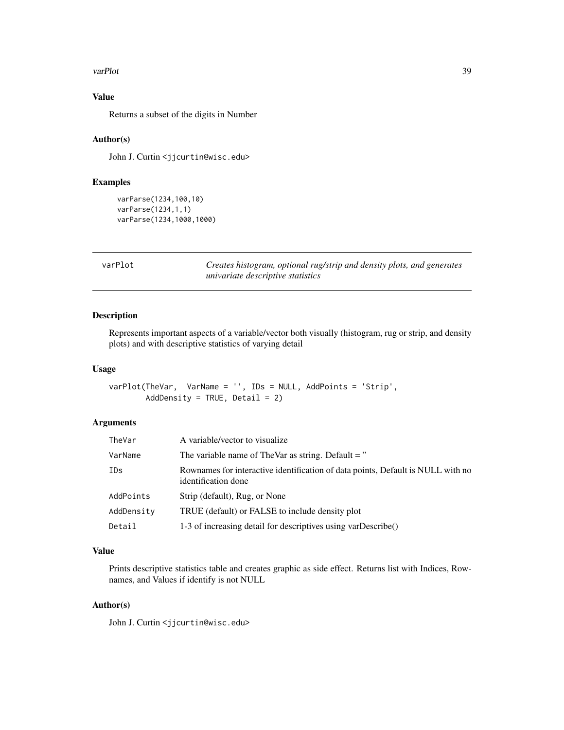## Value

Returns a subset of the digits in Number

## Author(s)

John J. Curtin <jjcurtin@wisc.edu>

## Examples

```
varParse(1234,100,10)
varParse(1234,1,1)
varParse(1234,1000,1000)
```

---

# varPlot — *Creates histogram, optional rug/strip and density plots, and generates univariate descriptive statistics*

## Description

Represents important aspects of a variable/vector both visually (histogram, rug or strip, and density plots) and with descriptive statistics of varying detail

## Usage

```
varPlot(TheVar,  VarName = '', IDs = NULL, AddPoints = 'Strip',
        AddDensity = TRUE, Detail = 2)
```

## Arguments

| | |
|---|---|
| TheVar | A variable/vector to visualize |
| VarName | The variable name of TheVar as string. Default = '' |
| IDs | Rownames for interactive identification of data points, Default is NULL with no identification done |
| AddPoints | Strip (default), Rug, or None |
| AddDensity | TRUE (default) or FALSE to include density plot |
| Detail | 1-3 of increasing detail for descriptives using varDescribe() |

## Value

Prints descriptive statistics table and creates graphic as side effect. Returns list with Indices, Rownames, and Values if identify is not NULL

## Author(s)

John J. Curtin <jjcurtin@wisc.edu>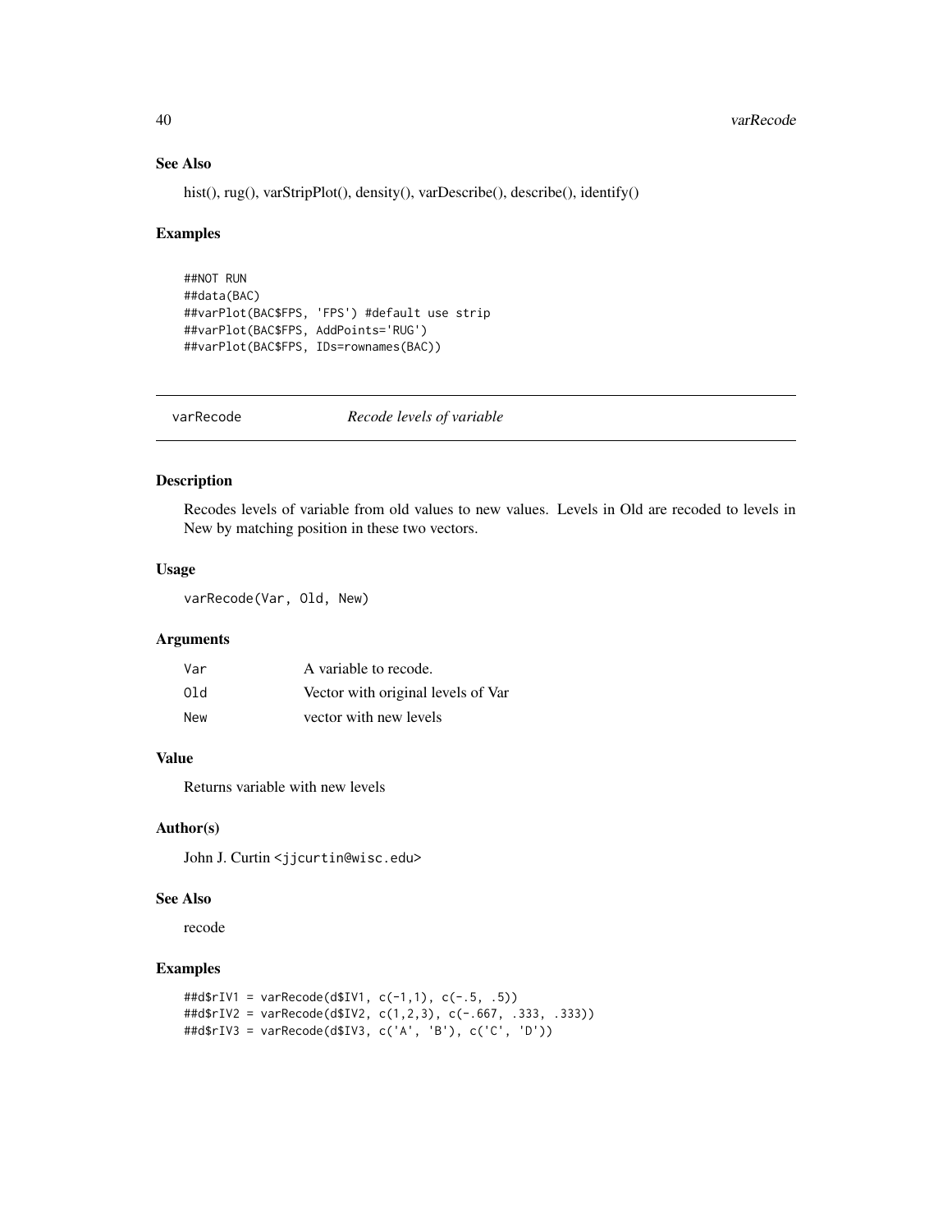### See Also

hist(), rug(), varStripPlot(), density(), varDescribe(), describe(), identify()

### Examples

```
##NOT RUN
##data(BAC)
##varPlot(BAC$FPS, 'FPS') #default use strip
##varPlot(BAC$FPS, AddPoints='RUG')
##varPlot(BAC$FPS, IDs=rownames(BAC))
```

---

## varRecode *Recode levels of variable*

---

### Description

Recodes levels of variable from old values to new values. Levels in Old are recoded to levels in New by matching position in these two vectors.

### Usage

```
varRecode(Var, Old, New)
```

### Arguments

| | |
|---|---|
| Var | A variable to recode. |
| Old | Vector with original levels of Var |
| New | vector with new levels |

### Value

Returns variable with new levels

### Author(s)

John J. Curtin <jjcurtin@wisc.edu>

### See Also

recode

### Examples

```
##d$rIV1 = varRecode(d$IV1, c(-1,1), c(-.5, .5))
##d$rIV2 = varRecode(d$IV2, c(1,2,3), c(-.667, .333, .333))
##d$rIV3 = varRecode(d$IV3, c('A', 'B'), c('C', 'D'))
```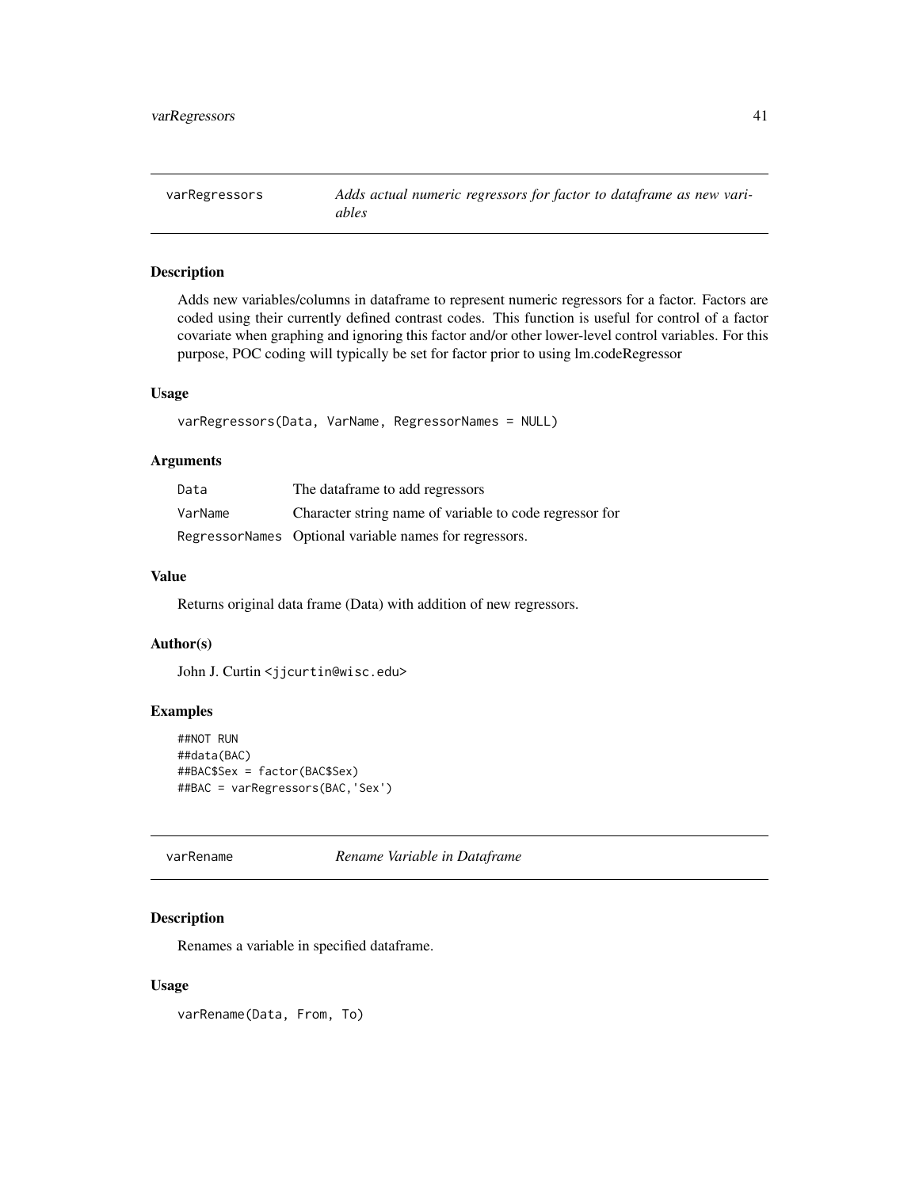## varRegressors — *Adds actual numeric regressors for factor to dataframe as new variables*

### Description

Adds new variables/columns in dataframe to represent numeric regressors for a factor. Factors are coded using their currently defined contrast codes. This function is useful for control of a factor covariate when graphing and ignoring this factor and/or other lower-level control variables. For this purpose, POC coding will typically be set for factor prior to using lm.codeRegressor

### Usage

```
varRegressors(Data, VarName, RegressorNames = NULL)
```

### Arguments

| | |
|---|---|
| `Data` | The dataframe to add regressors |
| `VarName` | Character string name of variable to code regressor for |
| `RegressorNames` | Optional variable names for regressors. |

### Value

Returns original data frame (Data) with addition of new regressors.

### Author(s)

John J. Curtin <jjcurtin@wisc.edu>

### Examples

```
##NOT RUN
##data(BAC)
##BAC$Sex = factor(BAC$Sex)
##BAC = varRegressors(BAC,'Sex')
```

## varRename — *Rename Variable in Dataframe*

### Description

Renames a variable in specified dataframe.

### Usage

```
varRename(Data, From, To)
```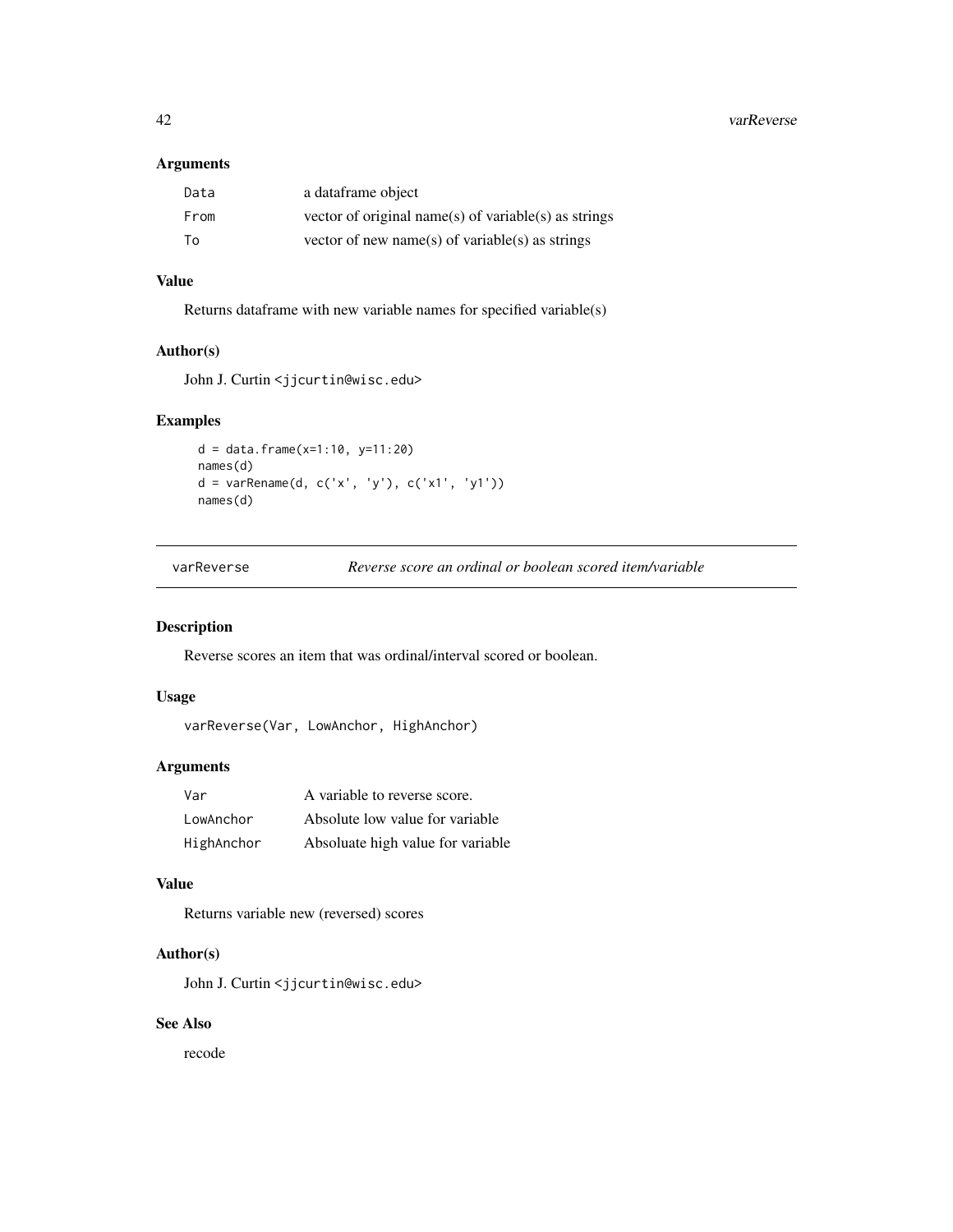### Arguments

| | |
|---|---|
| `Data` | a dataframe object |
| `From` | vector of original name(s) of variable(s) as strings |
| `To` | vector of new name(s) of variable(s) as strings |

### Value

Returns dataframe with new variable names for specified variable(s)

### Author(s)

John J. Curtin <jjcurtin@wisc.edu>

### Examples

```
d = data.frame(x=1:10, y=11:20)
names(d)
d = varRename(d, c('x', 'y'), c('x1', 'y1'))
names(d)
```

---

## varReverse — *Reverse score an ordinal or boolean scored item/variable*

---

### Description

Reverse scores an item that was ordinal/interval scored or boolean.

### Usage

```
varReverse(Var, LowAnchor, HighAnchor)
```

### Arguments

| | |
|---|---|
| `Var` | A variable to reverse score. |
| `LowAnchor` | Absolute low value for variable |
| `HighAnchor` | Absoluate high value for variable |

### Value

Returns variable new (reversed) scores

### Author(s)

John J. Curtin <jjcurtin@wisc.edu>

### See Also

recode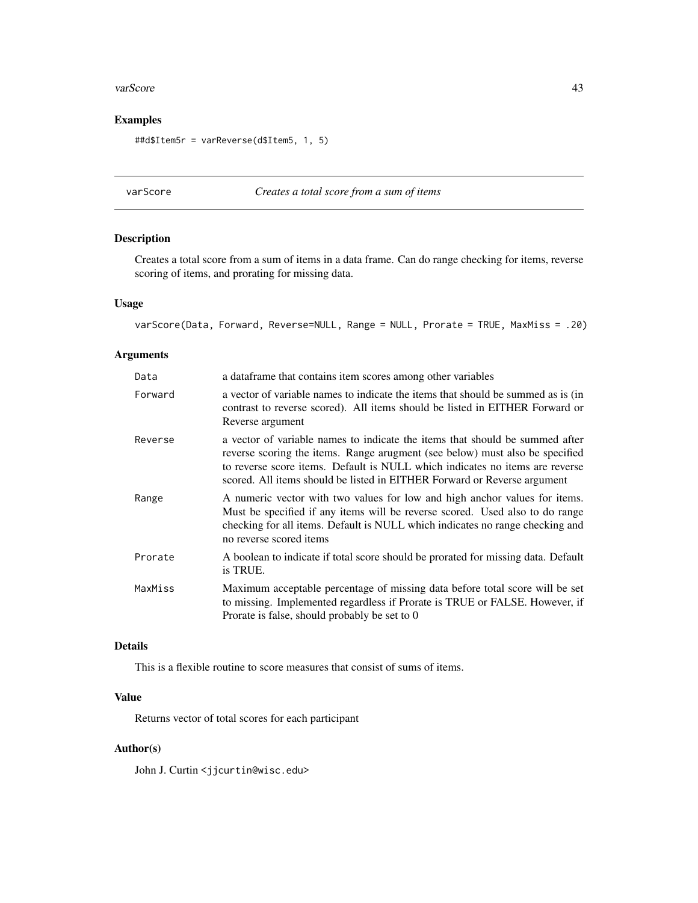## Examples

```
##d$Item5r = varReverse(d$Item5, 1, 5)
```

---

## varScore — *Creates a total score from a sum of items*

### Description

Creates a total score from a sum of items in a data frame. Can do range checking for items, reverse scoring of items, and prorating for missing data.

### Usage

```
varScore(Data, Forward, Reverse=NULL, Range = NULL, Prorate = TRUE, MaxMiss = .20)
```

### Arguments

| | |
|---|---|
| Data | a dataframe that contains item scores among other variables |
| Forward | a vector of variable names to indicate the items that should be summed as is (in contrast to reverse scored). All items should be listed in EITHER Forward or Reverse argument |
| Reverse | a vector of variable names to indicate the items that should be summed after reverse scoring the items. Range arugment (see below) must also be specified to reverse score items. Default is NULL which indicates no items are reverse scored. All items should be listed in EITHER Forward or Reverse argument |
| Range | A numeric vector with two values for low and high anchor values for items. Must be specified if any items will be reverse scored. Used also to do range checking for all items. Default is NULL which indicates no range checking and no reverse scored items |
| Prorate | A boolean to indicate if total score should be prorated for missing data. Default is TRUE. |
| MaxMiss | Maximum acceptable percentage of missing data before total score will be set to missing. Implemented regardless if Prorate is TRUE or FALSE. However, if Prorate is false, should probably be set to 0 |

### Details

This is a flexible routine to score measures that consist of sums of items.

### Value

Returns vector of total scores for each participant

### Author(s)

John J. Curtin <jjcurtin@wisc.edu>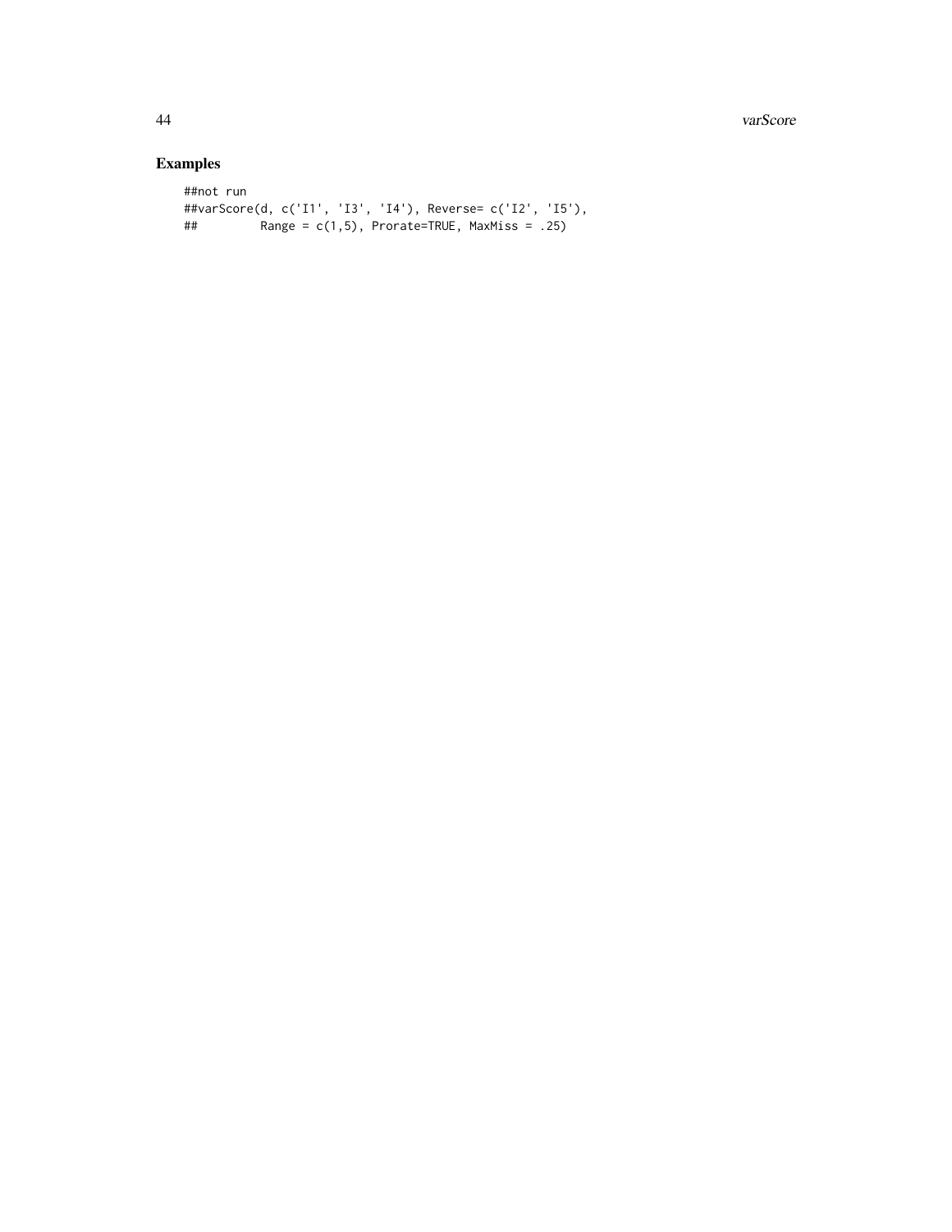## Examples

```
##not run
##varScore(d, c('I1', 'I3', 'I4'), Reverse= c('I2', 'I5'),
##         Range = c(1,5), Prorate=TRUE, MaxMiss = .25)
```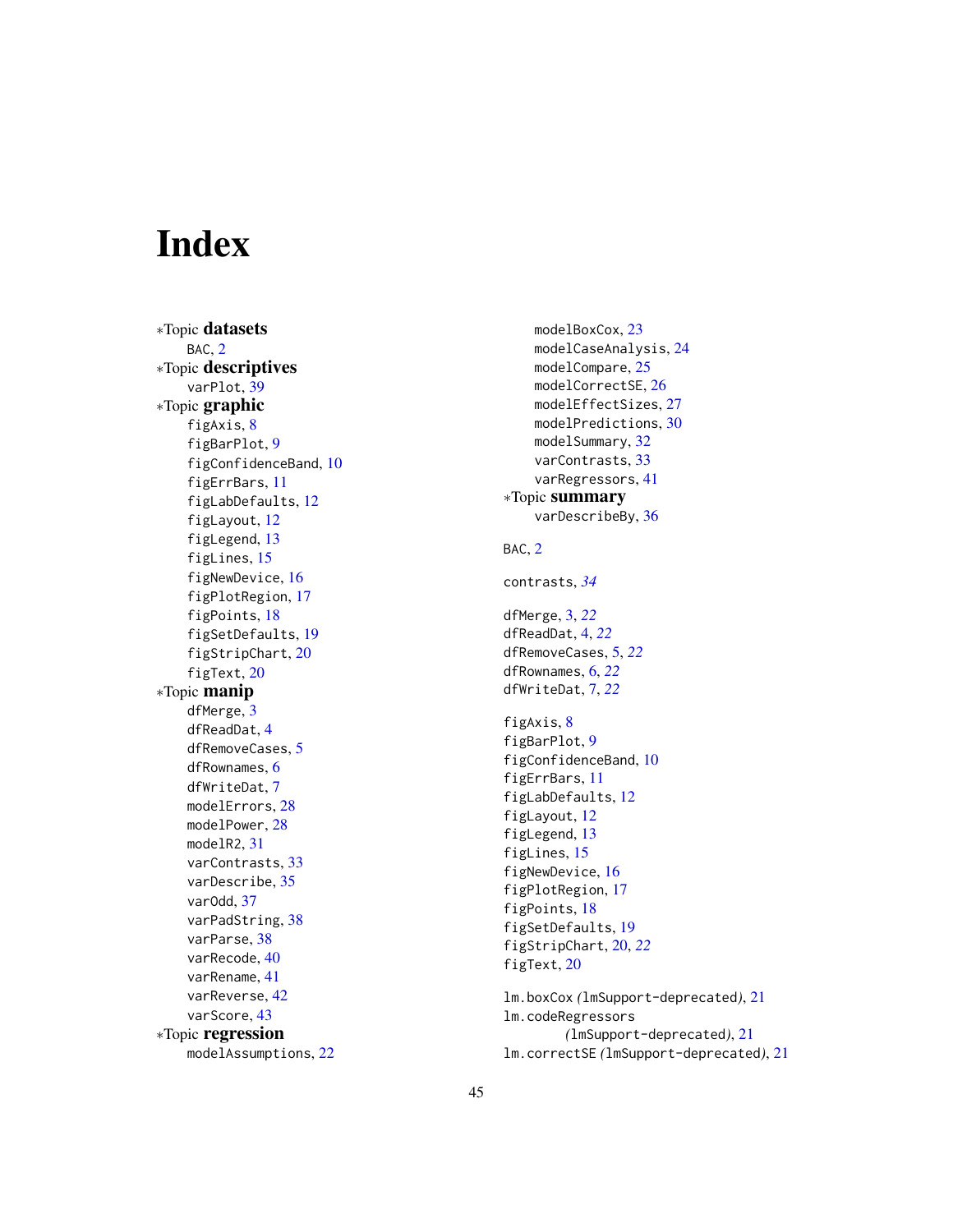# Index

*Topic **datasets**
- BAC, 2

*Topic **descriptives**
- varPlot, 39

*Topic **graphic**
- figAxis, 8
- figBarPlot, 9
- figConfidenceBand, 10
- figErrBars, 11
- figLabDefaults, 12
- figLayout, 12
- figLegend, 13
- figLines, 15
- figNewDevice, 16
- figPlotRegion, 17
- figPoints, 18
- figSetDefaults, 19
- figStripChart, 20
- figText, 20

*Topic **manip**
- dfMerge, 3
- dfReadDat, 4
- dfRemoveCases, 5
- dfRownames, 6
- dfWriteDat, 7
- modelErrors, 28
- modelPower, 28
- modelR2, 31
- varContrasts, 33
- varDescribe, 35
- varOdd, 37
- varPadString, 38
- varParse, 38
- varRecode, 40
- varRename, 41
- varReverse, 42
- varScore, 43

*Topic **regression**
- modelAssumptions, 22
- modelBoxCox, 23
- modelCaseAnalysis, 24
- modelCompare, 25
- modelCorrectSE, 26
- modelEffectSizes, 27
- modelPredictions, 30
- modelSummary, 32
- varContrasts, 33
- varRegressors, 41

*Topic **summary**
- varDescribeBy, 36

BAC, 2

contrasts, *34*

dfMerge, 3, *22*
dfReadDat, 4, *22*
dfRemoveCases, 5, *22*
dfRownames, 6, *22*
dfWriteDat, 7, *22*

figAxis, 8
figBarPlot, 9
figConfidenceBand, 10
figErrBars, 11
figLabDefaults, 12
figLayout, 12
figLegend, 13
figLines, 15
figNewDevice, 16
figPlotRegion, 17
figPoints, 18
figSetDefaults, 19
figStripChart, 20, *22*
figText, 20

lm.boxCox *(*lmSupport-deprecated*)*, 21
lm.codeRegressors *(*lmSupport-deprecated*)*, 21
lm.correctSE *(*lmSupport-deprecated*)*, 21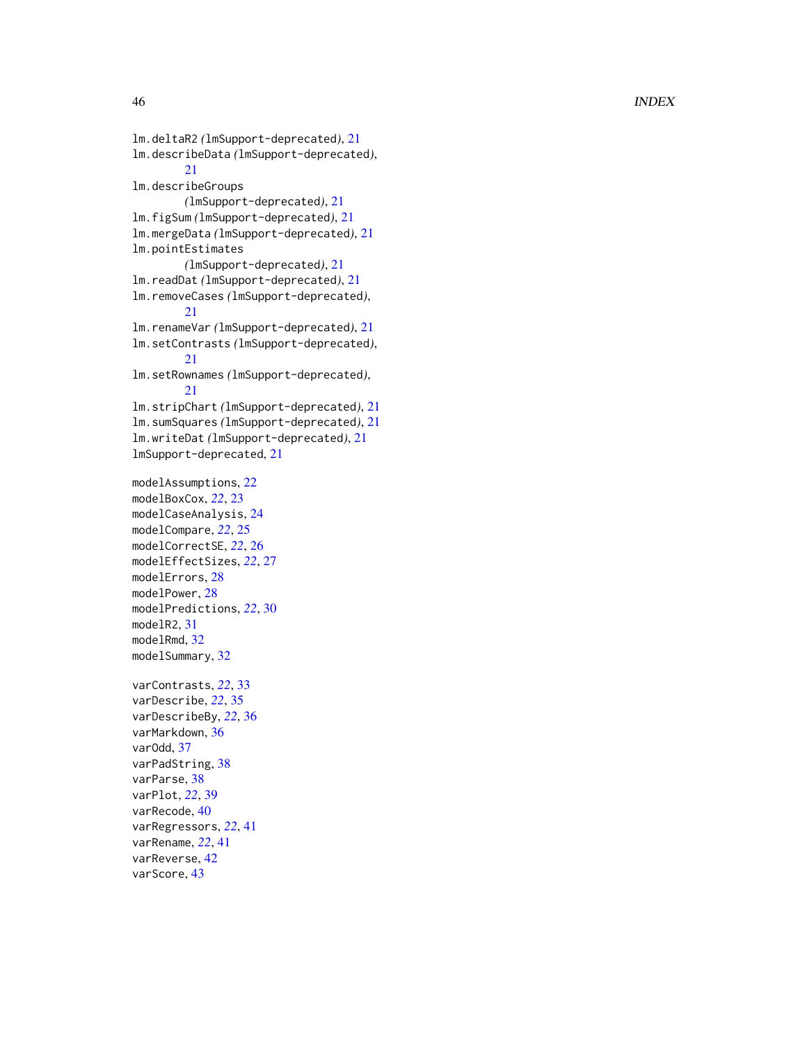lm.deltaR2 *(*lmSupport-deprecated*)*, 21
lm.describeData *(*lmSupport-deprecated*)*, 21
lm.describeGroups *(*lmSupport-deprecated*)*, 21
lm.figSum *(*lmSupport-deprecated*)*, 21
lm.mergeData *(*lmSupport-deprecated*)*, 21
lm.pointEstimates *(*lmSupport-deprecated*)*, 21
lm.readDat *(*lmSupport-deprecated*)*, 21
lm.removeCases *(*lmSupport-deprecated*)*, 21
lm.renameVar *(*lmSupport-deprecated*)*, 21
lm.setContrasts *(*lmSupport-deprecated*)*, 21
lm.setRownames *(*lmSupport-deprecated*)*, 21
lm.stripChart *(*lmSupport-deprecated*)*, 21
lm.sumSquares *(*lmSupport-deprecated*)*, 21
lm.writeDat *(*lmSupport-deprecated*)*, 21
lmSupport-deprecated, 21

modelAssumptions, 22
modelBoxCox, *22*, 23
modelCaseAnalysis, 24
modelCompare, *22*, 25
modelCorrectSE, *22*, 26
modelEffectSizes, *22*, 27
modelErrors, 28
modelPower, 28
modelPredictions, *22*, 30
modelR2, 31
modelRmd, 32
modelSummary, 32

varContrasts, *22*, 33
varDescribe, *22*, 35
varDescribeBy, *22*, 36
varMarkdown, 36
varOdd, 37
varPadString, 38
varParse, 38
varPlot, *22*, 39
varRecode, 40
varRegressors, *22*, 41
varRename, *22*, 41
varReverse, 42
varScore, 43